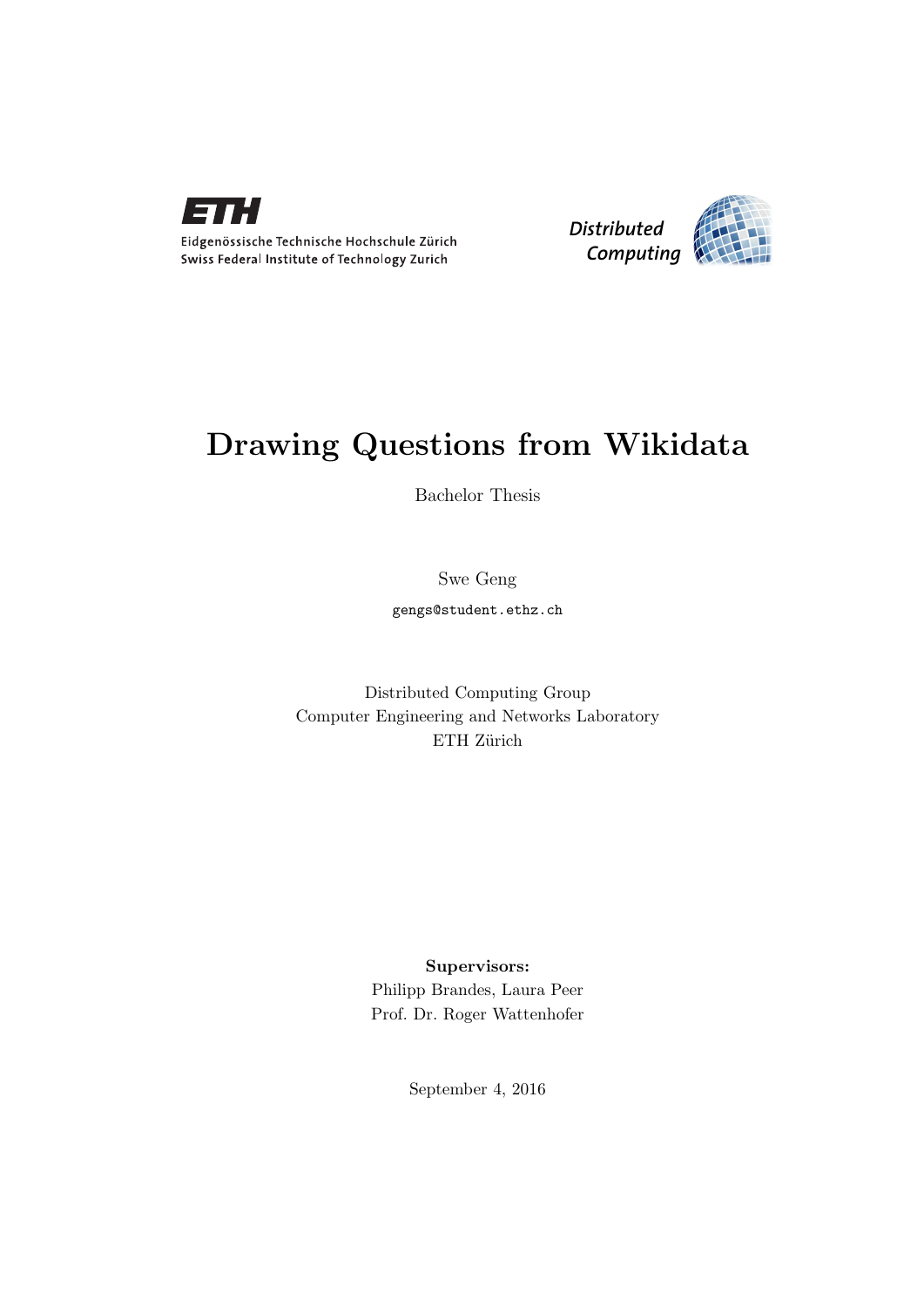ETH

Eidgenössische Technische Hochschule Zürich
Swiss Federal Institute of Technology Zurich

Distributed Computing

# Drawing Questions from Wikidata

Bachelor Thesis

Swe Geng

gengs@student.ethz.ch

Distributed Computing Group
Computer Engineering and Networks Laboratory
ETH Zürich

**Supervisors:**
Philipp Brandes, Laura Peer
Prof. Dr. Roger Wattenhofer

September 4, 2016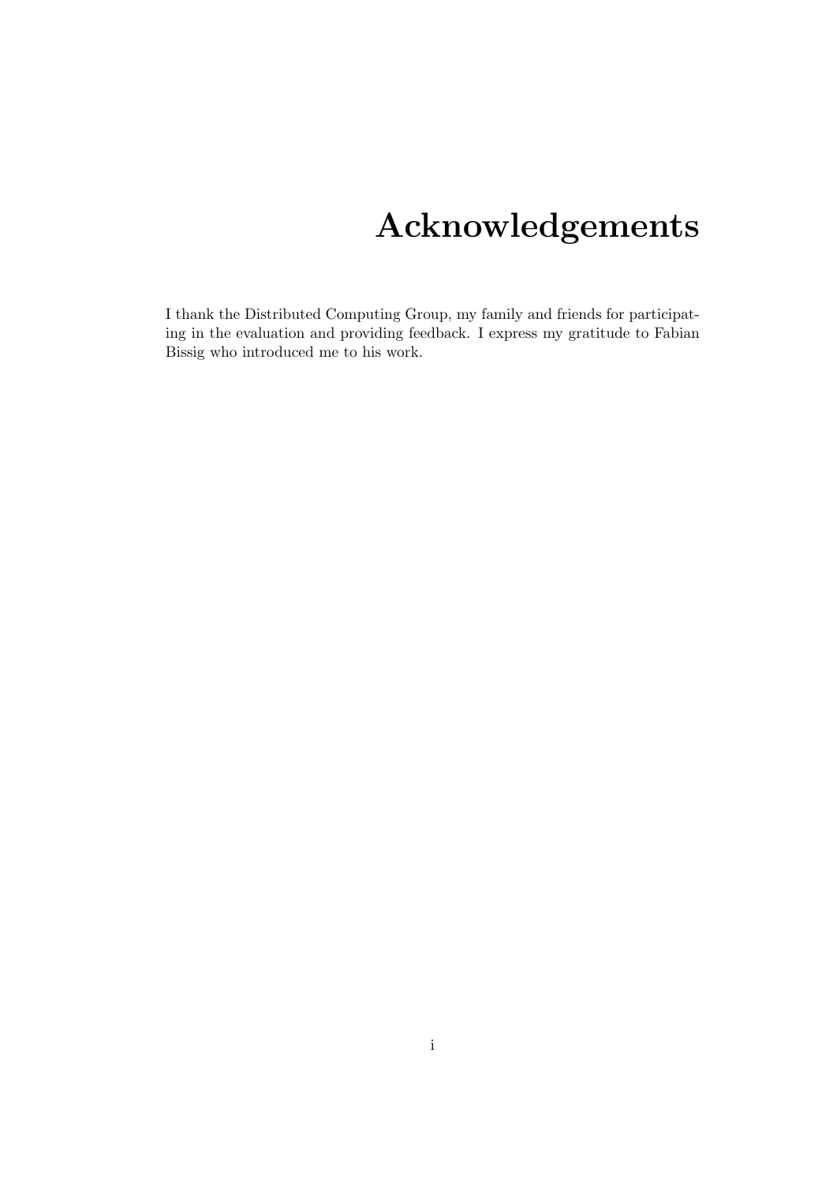# Acknowledgements

I thank the Distributed Computing Group, my family and friends for participating in the evaluation and providing feedback. I express my gratitude to Fabian Bissig who introduced me to his work.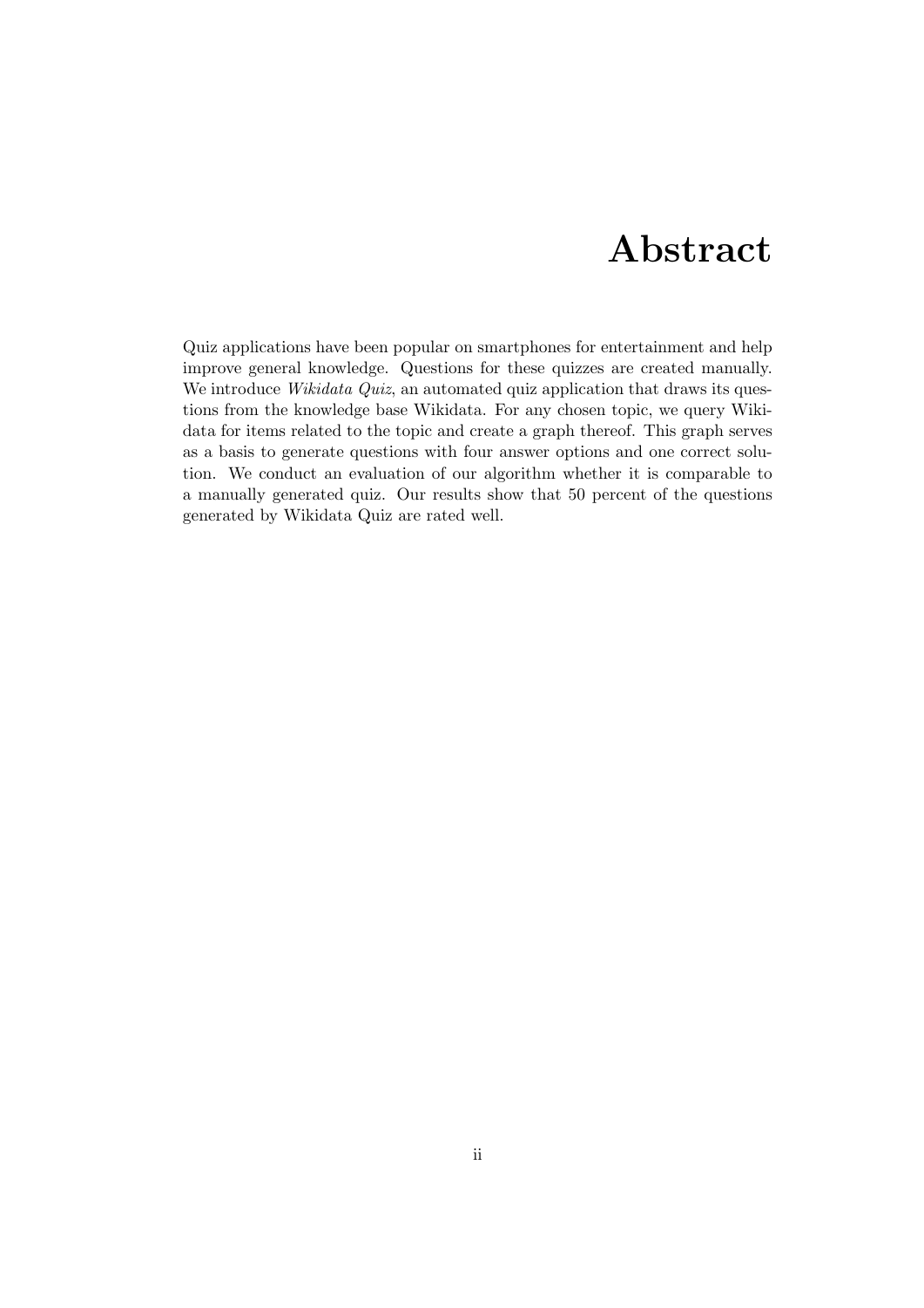# Abstract

Quiz applications have been popular on smartphones for entertainment and help improve general knowledge. Questions for these quizzes are created manually. We introduce *Wikidata Quiz*, an automated quiz application that draws its questions from the knowledge base Wikidata. For any chosen topic, we query Wikidata for items related to the topic and create a graph thereof. This graph serves as a basis to generate questions with four answer options and one correct solution. We conduct an evaluation of our algorithm whether it is comparable to a manually generated quiz. Our results show that 50 percent of the questions generated by Wikidata Quiz are rated well.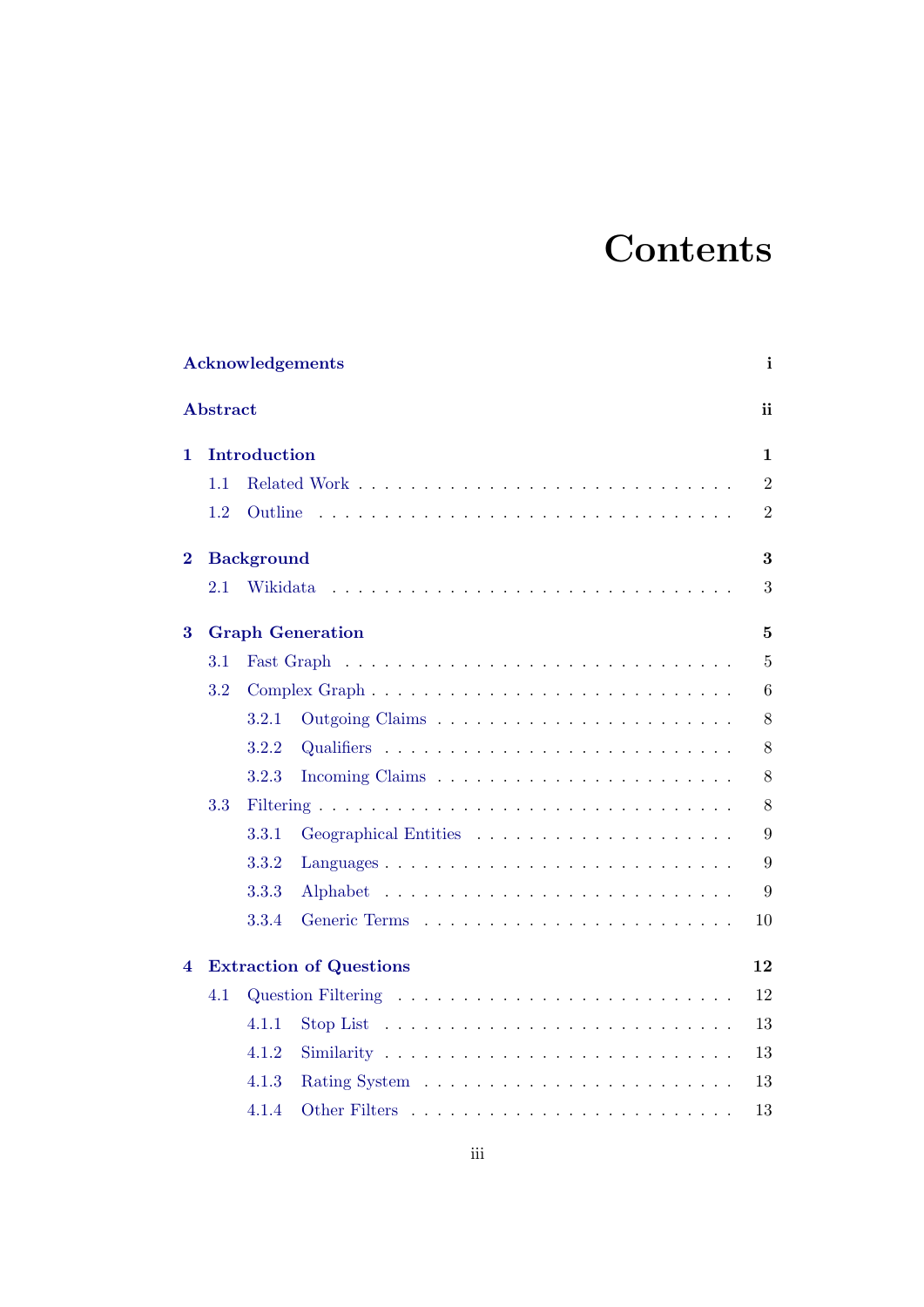# Contents

**Acknowledgements** **i**

**Abstract** **ii**

**1 Introduction** **1**

- 1.1 Related Work . . . . . . . . . . . . . . . . . . . . . . . . . . . . 2
- 1.2 Outline . . . . . . . . . . . . . . . . . . . . . . . . . . . . . . . 2

**2 Background** **3**

- 2.1 Wikidata . . . . . . . . . . . . . . . . . . . . . . . . . . . . . . 3

**3 Graph Generation** **5**

- 3.1 Fast Graph . . . . . . . . . . . . . . . . . . . . . . . . . . . . . 5
- 3.2 Complex Graph . . . . . . . . . . . . . . . . . . . . . . . . . . . 6
  - 3.2.1 Outgoing Claims . . . . . . . . . . . . . . . . . . . . . . 8
  - 3.2.2 Qualifiers . . . . . . . . . . . . . . . . . . . . . . . . . 8
  - 3.2.3 Incoming Claims . . . . . . . . . . . . . . . . . . . . . . 8
- 3.3 Filtering . . . . . . . . . . . . . . . . . . . . . . . . . . . . . . 8
  - 3.3.1 Geographical Entities . . . . . . . . . . . . . . . . . . . 9
  - 3.3.2 Languages . . . . . . . . . . . . . . . . . . . . . . . . . 9
  - 3.3.3 Alphabet . . . . . . . . . . . . . . . . . . . . . . . . . 9
  - 3.3.4 Generic Terms . . . . . . . . . . . . . . . . . . . . . . . 10

**4 Extraction of Questions** **12**

- 4.1 Question Filtering . . . . . . . . . . . . . . . . . . . . . . . . . 12
  - 4.1.1 Stop List . . . . . . . . . . . . . . . . . . . . . . . . . 13
  - 4.1.2 Similarity . . . . . . . . . . . . . . . . . . . . . . . . . 13
  - 4.1.3 Rating System . . . . . . . . . . . . . . . . . . . . . . . 13
  - 4.1.4 Other Filters . . . . . . . . . . . . . . . . . . . . . . . 13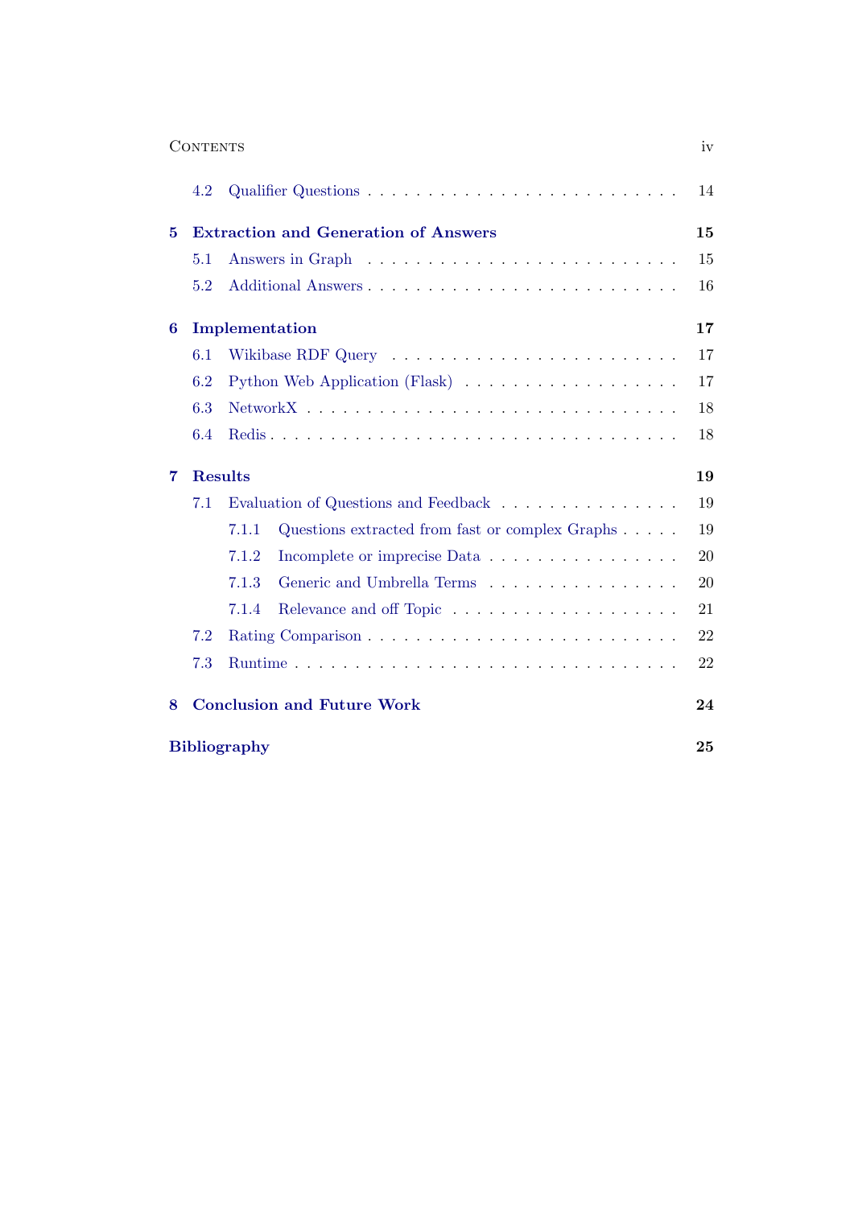- 4.2 Qualifier Questions . . . 14

**5 Extraction and Generation of Answers** **15**

- 5.1 Answers in Graph . . . 15
- 5.2 Additional Answers . . . 16

**6 Implementation** **17**

- 6.1 Wikibase RDF Query . . . 17
- 6.2 Python Web Application (Flask) . . . 17
- 6.3 NetworkX . . . 18
- 6.4 Redis . . . 18

**7 Results** **19**

- 7.1 Evaluation of Questions and Feedback . . . 19
  - 7.1.1 Questions extracted from fast or complex Graphs . . . 19
  - 7.1.2 Incomplete or imprecise Data . . . 20
  - 7.1.3 Generic and Umbrella Terms . . . 20
  - 7.1.4 Relevance and off Topic . . . 21
- 7.2 Rating Comparison . . . 22
- 7.3 Runtime . . . 22

**8 Conclusion and Future Work** **24**

**Bibliography** **25**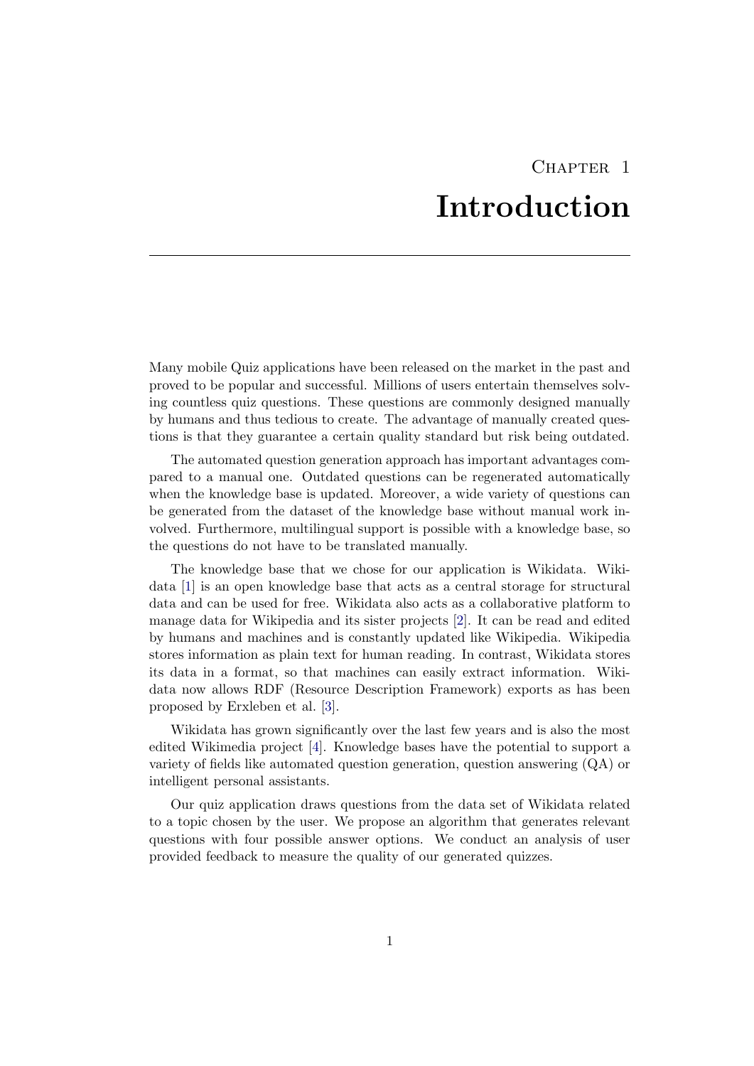# Chapter 1

# Introduction

Many mobile Quiz applications have been released on the market in the past and proved to be popular and successful. Millions of users entertain themselves solving countless quiz questions. These questions are commonly designed manually by humans and thus tedious to create. The advantage of manually created questions is that they guarantee a certain quality standard but risk being outdated.

The automated question generation approach has important advantages compared to a manual one. Outdated questions can be regenerated automatically when the knowledge base is updated. Moreover, a wide variety of questions can be generated from the dataset of the knowledge base without manual work involved. Furthermore, multilingual support is possible with a knowledge base, so the questions do not have to be translated manually.

The knowledge base that we chose for our application is Wikidata. Wikidata [1] is an open knowledge base that acts as a central storage for structural data and can be used for free. Wikidata also acts as a collaborative platform to manage data for Wikipedia and its sister projects [2]. It can be read and edited by humans and machines and is constantly updated like Wikipedia. Wikipedia stores information as plain text for human reading. In contrast, Wikidata stores its data in a format, so that machines can easily extract information. Wikidata now allows RDF (Resource Description Framework) exports as has been proposed by Erxleben et al. [3].

Wikidata has grown significantly over the last few years and is also the most edited Wikimedia project [4]. Knowledge bases have the potential to support a variety of fields like automated question generation, question answering (QA) or intelligent personal assistants.

Our quiz application draws questions from the data set of Wikidata related to a topic chosen by the user. We propose an algorithm that generates relevant questions with four possible answer options. We conduct an analysis of user provided feedback to measure the quality of our generated quizzes.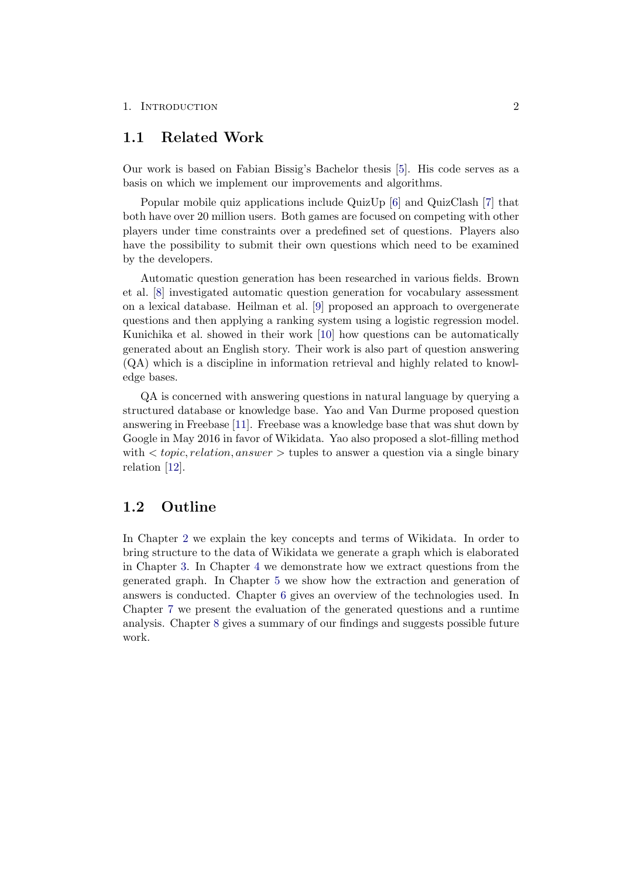## 1.1 Related Work

Our work is based on Fabian Bissig's Bachelor thesis [5]. His code serves as a basis on which we implement our improvements and algorithms.

Popular mobile quiz applications include QuizUp [6] and QuizClash [7] that both have over 20 million users. Both games are focused on competing with other players under time constraints over a predefined set of questions. Players also have the possibility to submit their own questions which need to be examined by the developers.

Automatic question generation has been researched in various fields. Brown et al. [8] investigated automatic question generation for vocabulary assessment on a lexical database. Heilman et al. [9] proposed an approach to overgenerate questions and then applying a ranking system using a logistic regression model. Kunichika et al. showed in their work [10] how questions can be automatically generated about an English story. Their work is also part of question answering (QA) which is a discipline in information retrieval and highly related to knowledge bases.

QA is concerned with answering questions in natural language by querying a structured database or knowledge base. Yao and Van Durme proposed question answering in Freebase [11]. Freebase was a knowledge base that was shut down by Google in May 2016 in favor of Wikidata. Yao also proposed a slot-filling method with $< topic, relation, answer >$ tuples to answer a question via a single binary relation [12].

## 1.2 Outline

In Chapter 2 we explain the key concepts and terms of Wikidata. In order to bring structure to the data of Wikidata we generate a graph which is elaborated in Chapter 3. In Chapter 4 we demonstrate how we extract questions from the generated graph. In Chapter 5 we show how the extraction and generation of answers is conducted. Chapter 6 gives an overview of the technologies used. In Chapter 7 we present the evaluation of the generated questions and a runtime analysis. Chapter 8 gives a summary of our findings and suggests possible future work.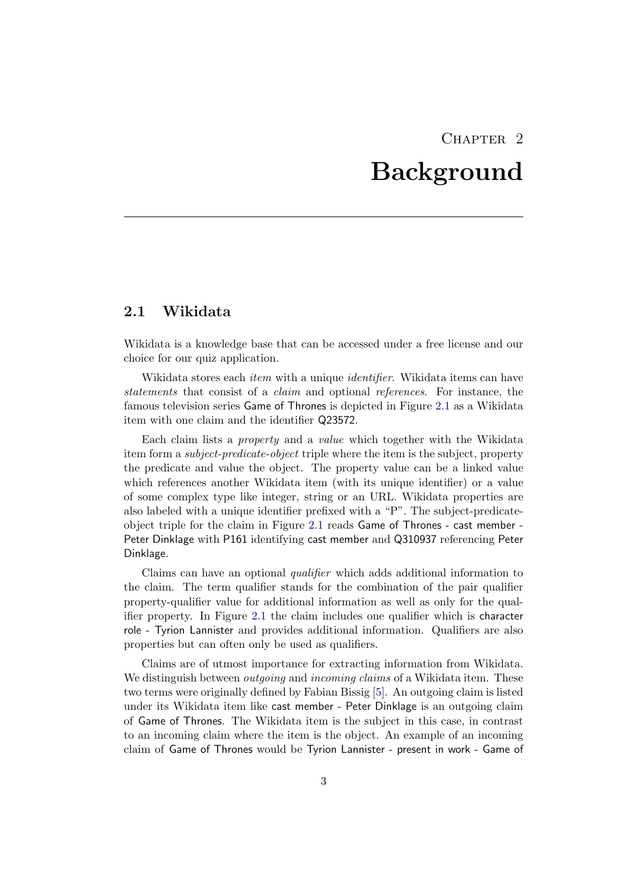# Chapter 2
# Background

## 2.1 Wikidata

Wikidata is a knowledge base that can be accessed under a free license and our choice for our quiz application.

Wikidata stores each *item* with a unique *identifier*. Wikidata items can have *statements* that consist of a *claim* and optional *references*. For instance, the famous television series Game of Thrones is depicted in Figure 2.1 as a Wikidata item with one claim and the identifier Q23572.

Each claim lists a *property* and a *value* which together with the Wikidata item form a *subject-predicate-object* triple where the item is the subject, property the predicate and value the object. The property value can be a linked value which references another Wikidata item (with its unique identifier) or a value of some complex type like integer, string or an URL. Wikidata properties are also labeled with a unique identifier prefixed with a "P". The subject-predicate-object triple for the claim in Figure 2.1 reads Game of Thrones - cast member - Peter Dinklage with P161 identifying cast member and Q310937 referencing Peter Dinklage.

Claims can have an optional *qualifier* which adds additional information to the claim. The term qualifier stands for the combination of the pair qualifier property-qualifier value for additional information as well as only for the qualifier property. In Figure 2.1 the claim includes one qualifier which is character role - Tyrion Lannister and provides additional information. Qualifiers are also properties but can often only be used as qualifiers.

Claims are of utmost importance for extracting information from Wikidata. We distinguish between *outgoing* and *incoming claims* of a Wikidata item. These two terms were originally defined by Fabian Bissig [5]. An outgoing claim is listed under its Wikidata item like cast member - Peter Dinklage is an outgoing claim of Game of Thrones. The Wikidata item is the subject in this case, in contrast to an incoming claim where the item is the object. An example of an incoming claim of Game of Thrones would be Tyrion Lannister - present in work - Game of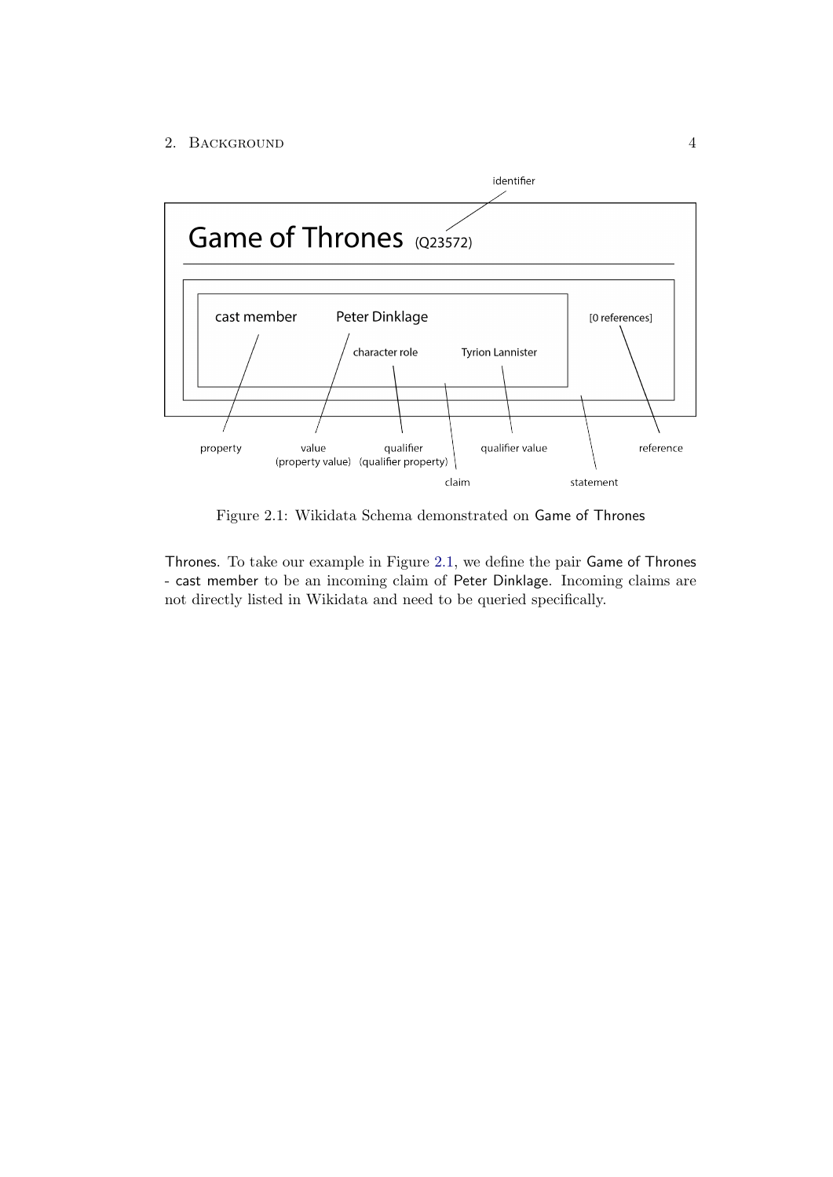Figure 2.1: Wikidata Schema demonstrated on Game of Thrones

Thrones. To take our example in Figure 2.1, we define the pair Game of Thrones - cast member to be an incoming claim of Peter Dinklage. Incoming claims are not directly listed in Wikidata and need to be queried specifically.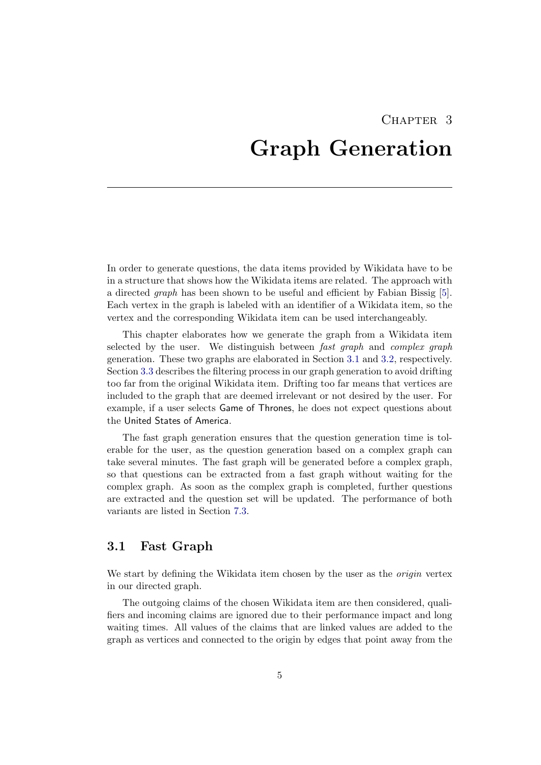# Chapter 3

# Graph Generation

In order to generate questions, the data items provided by Wikidata have to be in a structure that shows how the Wikidata items are related. The approach with a directed *graph* has been shown to be useful and efficient by Fabian Bissig [5]. Each vertex in the graph is labeled with an identifier of a Wikidata item, so the vertex and the corresponding Wikidata item can be used interchangeably.

This chapter elaborates how we generate the graph from a Wikidata item selected by the user. We distinguish between *fast graph* and *complex graph* generation. These two graphs are elaborated in Section 3.1 and 3.2, respectively. Section 3.3 describes the filtering process in our graph generation to avoid drifting too far from the original Wikidata item. Drifting too far means that vertices are included to the graph that are deemed irrelevant or not desired by the user. For example, if a user selects Game of Thrones, he does not expect questions about the United States of America.

The fast graph generation ensures that the question generation time is tolerable for the user, as the question generation based on a complex graph can take several minutes. The fast graph will be generated before a complex graph, so that questions can be extracted from a fast graph without waiting for the complex graph. As soon as the complex graph is completed, further questions are extracted and the question set will be updated. The performance of both variants are listed in Section 7.3.

## 3.1 Fast Graph

We start by defining the Wikidata item chosen by the user as the *origin* vertex in our directed graph.

The outgoing claims of the chosen Wikidata item are then considered, qualifiers and incoming claims are ignored due to their performance impact and long waiting times. All values of the claims that are linked values are added to the graph as vertices and connected to the origin by edges that point away from the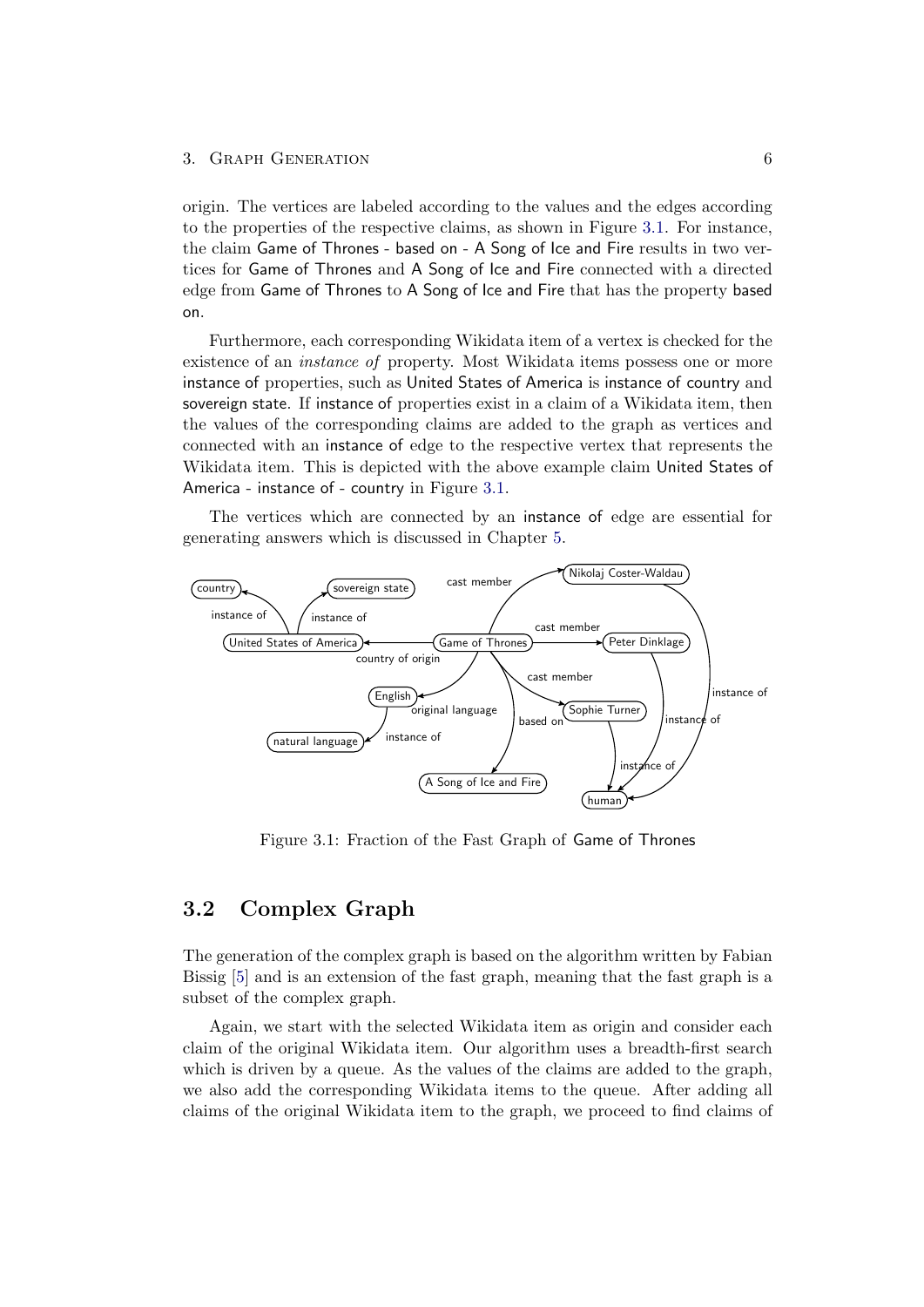origin. The vertices are labeled according to the values and the edges according to the properties of the respective claims, as shown in Figure 3.1. For instance, the claim Game of Thrones - based on - A Song of Ice and Fire results in two vertices for Game of Thrones and A Song of Ice and Fire connected with a directed edge from Game of Thrones to A Song of Ice and Fire that has the property based on.

Furthermore, each corresponding Wikidata item of a vertex is checked for the existence of an *instance of* property. Most Wikidata items possess one or more instance of properties, such as United States of America is instance of country and sovereign state. If instance of properties exist in a claim of a Wikidata item, then the values of the corresponding claims are added to the graph as vertices and connected with an instance of edge to the respective vertex that represents the Wikidata item. This is depicted with the above example claim United States of America - instance of - country in Figure 3.1.

The vertices which are connected by an instance of edge are essential for generating answers which is discussed in Chapter 5.

Figure 3.1: Fraction of the Fast Graph of Game of Thrones

## 3.2 Complex Graph

The generation of the complex graph is based on the algorithm written by Fabian Bissig [5] and is an extension of the fast graph, meaning that the fast graph is a subset of the complex graph.

Again, we start with the selected Wikidata item as origin and consider each claim of the original Wikidata item. Our algorithm uses a breadth-first search which is driven by a queue. As the values of the claims are added to the graph, we also add the corresponding Wikidata items to the queue. After adding all claims of the original Wikidata item to the graph, we proceed to find claims of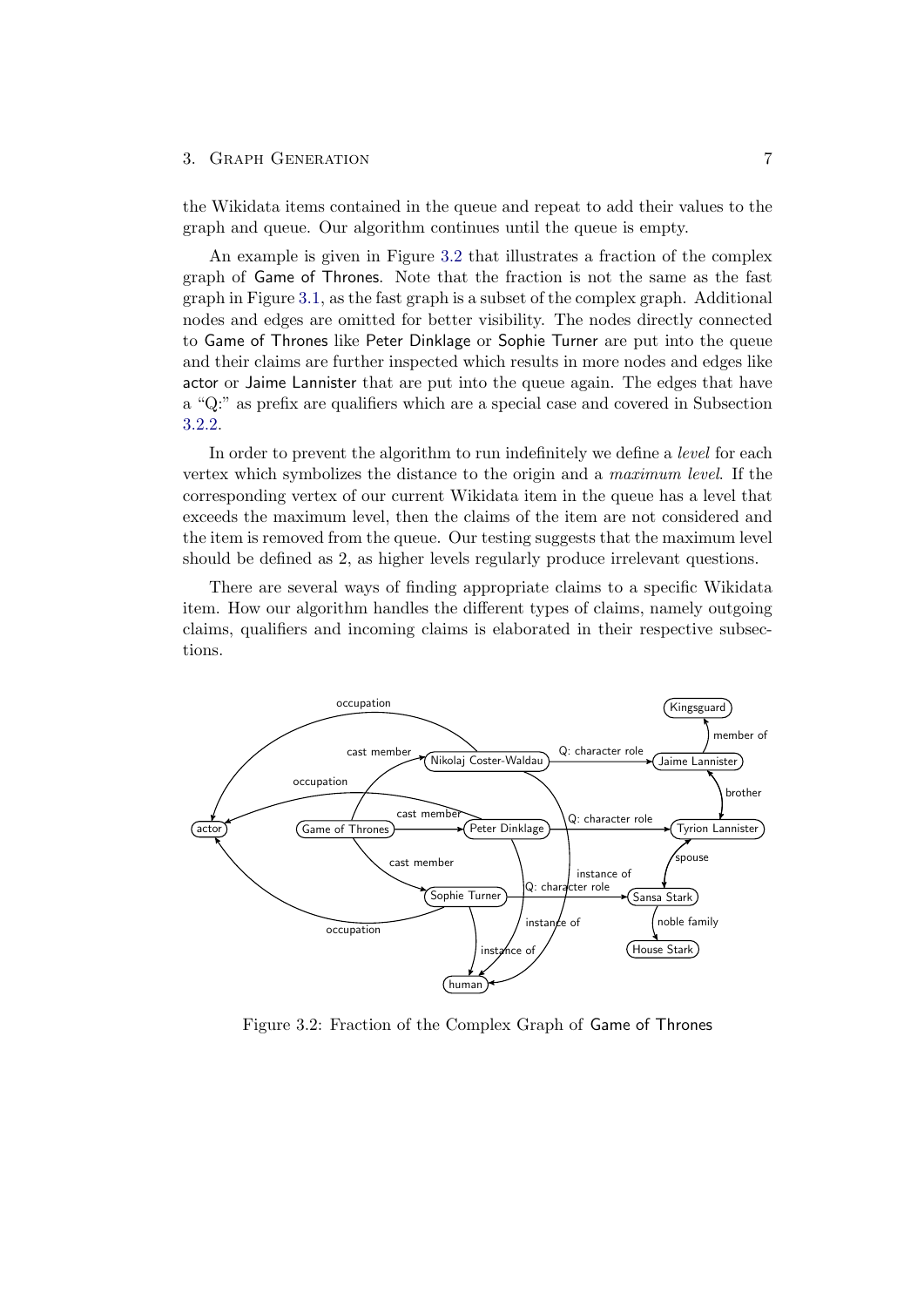the Wikidata items contained in the queue and repeat to add their values to the graph and queue. Our algorithm continues until the queue is empty.

An example is given in Figure 3.2 that illustrates a fraction of the complex graph of Game of Thrones. Note that the fraction is not the same as the fast graph in Figure 3.1, as the fast graph is a subset of the complex graph. Additional nodes and edges are omitted for better visibility. The nodes directly connected to Game of Thrones like Peter Dinklage or Sophie Turner are put into the queue and their claims are further inspected which results in more nodes and edges like actor or Jaime Lannister that are put into the queue again. The edges that have a "Q:" as prefix are qualifiers which are a special case and covered in Subsection 3.2.2.

In order to prevent the algorithm to run indefinitely we define a *level* for each vertex which symbolizes the distance to the origin and a *maximum level*. If the corresponding vertex of our current Wikidata item in the queue has a level that exceeds the maximum level, then the claims of the item are not considered and the item is removed from the queue. Our testing suggests that the maximum level should be defined as 2, as higher levels regularly produce irrelevant questions.

There are several ways of finding appropriate claims to a specific Wikidata item. How our algorithm handles the different types of claims, namely outgoing claims, qualifiers and incoming claims is elaborated in their respective subsections.

Figure 3.2: Fraction of the Complex Graph of Game of Thrones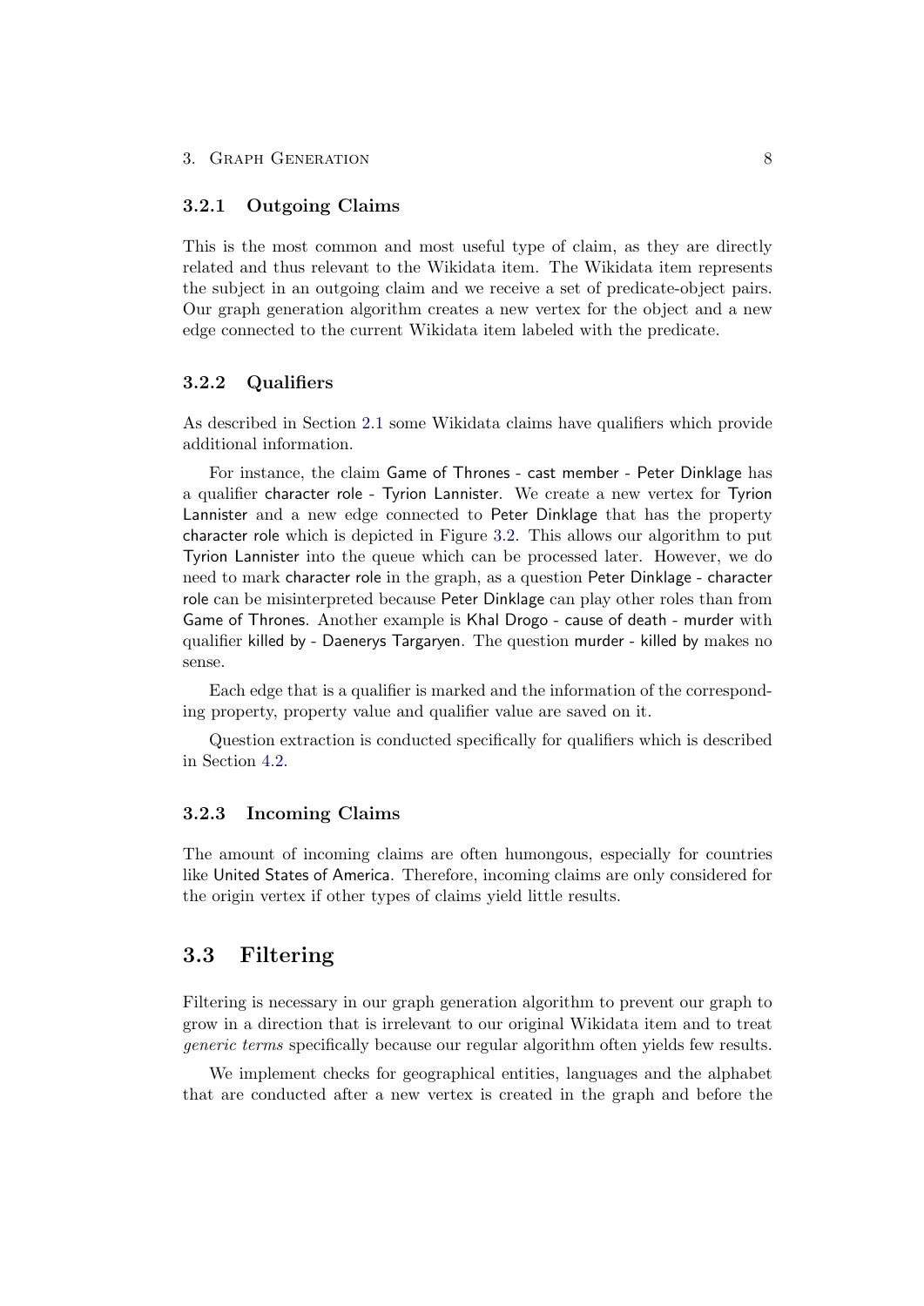### 3.2.1 Outgoing Claims

This is the most common and most useful type of claim, as they are directly related and thus relevant to the Wikidata item. The Wikidata item represents the subject in an outgoing claim and we receive a set of predicate-object pairs. Our graph generation algorithm creates a new vertex for the object and a new edge connected to the current Wikidata item labeled with the predicate.

### 3.2.2 Qualifiers

As described in Section 2.1 some Wikidata claims have qualifiers which provide additional information.

For instance, the claim Game of Thrones - cast member - Peter Dinklage has a qualifier character role - Tyrion Lannister. We create a new vertex for Tyrion Lannister and a new edge connected to Peter Dinklage that has the property character role which is depicted in Figure 3.2. This allows our algorithm to put Tyrion Lannister into the queue which can be processed later. However, we do need to mark character role in the graph, as a question Peter Dinklage - character role can be misinterpreted because Peter Dinklage can play other roles than from Game of Thrones. Another example is Khal Drogo - cause of death - murder with qualifier killed by - Daenerys Targaryen. The question murder - killed by makes no sense.

Each edge that is a qualifier is marked and the information of the corresponding property, property value and qualifier value are saved on it.

Question extraction is conducted specifically for qualifiers which is described in Section 4.2.

### 3.2.3 Incoming Claims

The amount of incoming claims are often humongous, especially for countries like United States of America. Therefore, incoming claims are only considered for the origin vertex if other types of claims yield little results.

## 3.3 Filtering

Filtering is necessary in our graph generation algorithm to prevent our graph to grow in a direction that is irrelevant to our original Wikidata item and to treat *generic terms* specifically because our regular algorithm often yields few results.

We implement checks for geographical entities, languages and the alphabet that are conducted after a new vertex is created in the graph and before the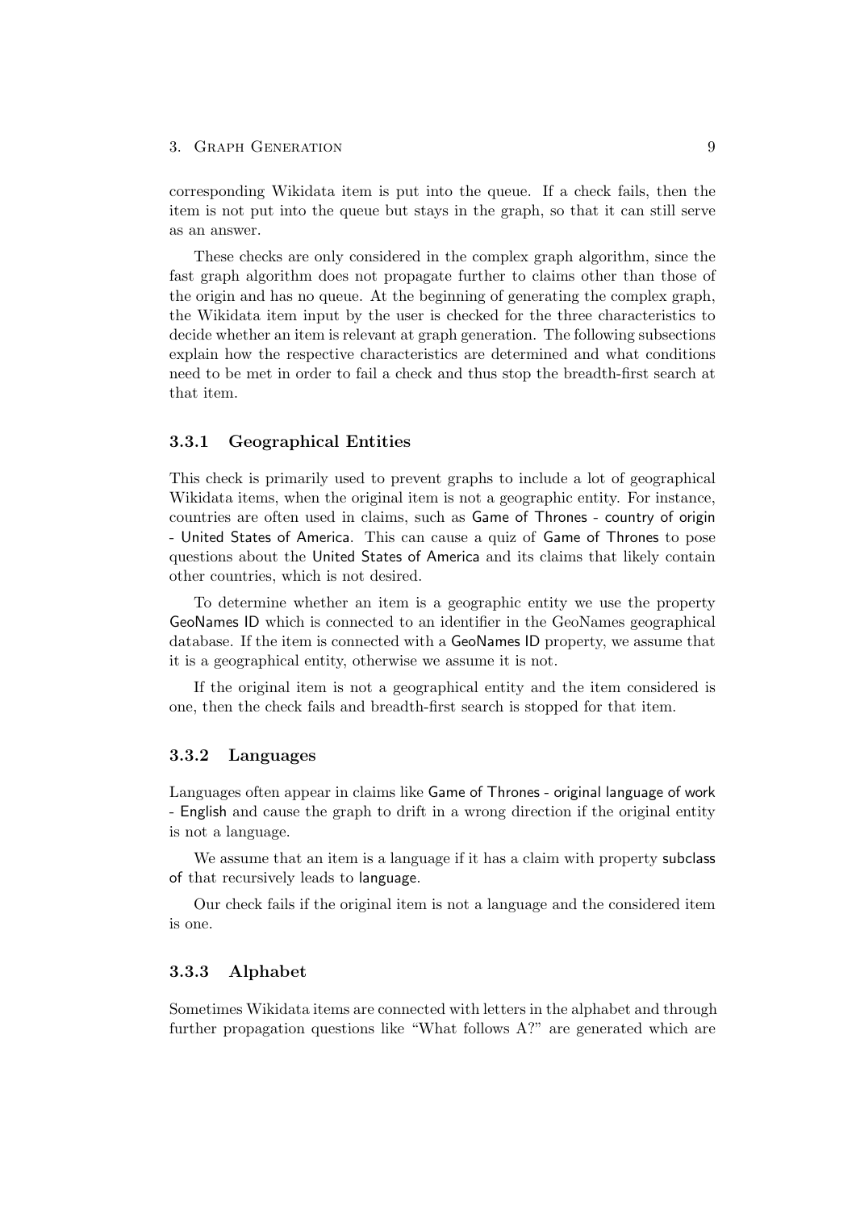corresponding Wikidata item is put into the queue. If a check fails, then the item is not put into the queue but stays in the graph, so that it can still serve as an answer.

These checks are only considered in the complex graph algorithm, since the fast graph algorithm does not propagate further to claims other than those of the origin and has no queue. At the beginning of generating the complex graph, the Wikidata item input by the user is checked for the three characteristics to decide whether an item is relevant at graph generation. The following subsections explain how the respective characteristics are determined and what conditions need to be met in order to fail a check and thus stop the breadth-first search at that item.

### 3.3.1 Geographical Entities

This check is primarily used to prevent graphs to include a lot of geographical Wikidata items, when the original item is not a geographic entity. For instance, countries are often used in claims, such as Game of Thrones - country of origin - United States of America. This can cause a quiz of Game of Thrones to pose questions about the United States of America and its claims that likely contain other countries, which is not desired.

To determine whether an item is a geographic entity we use the property GeoNames ID which is connected to an identifier in the GeoNames geographical database. If the item is connected with a GeoNames ID property, we assume that it is a geographical entity, otherwise we assume it is not.

If the original item is not a geographical entity and the item considered is one, then the check fails and breadth-first search is stopped for that item.

### 3.3.2 Languages

Languages often appear in claims like Game of Thrones - original language of work - English and cause the graph to drift in a wrong direction if the original entity is not a language.

We assume that an item is a language if it has a claim with property subclass of that recursively leads to language.

Our check fails if the original item is not a language and the considered item is one.

### 3.3.3 Alphabet

Sometimes Wikidata items are connected with letters in the alphabet and through further propagation questions like "What follows A?" are generated which are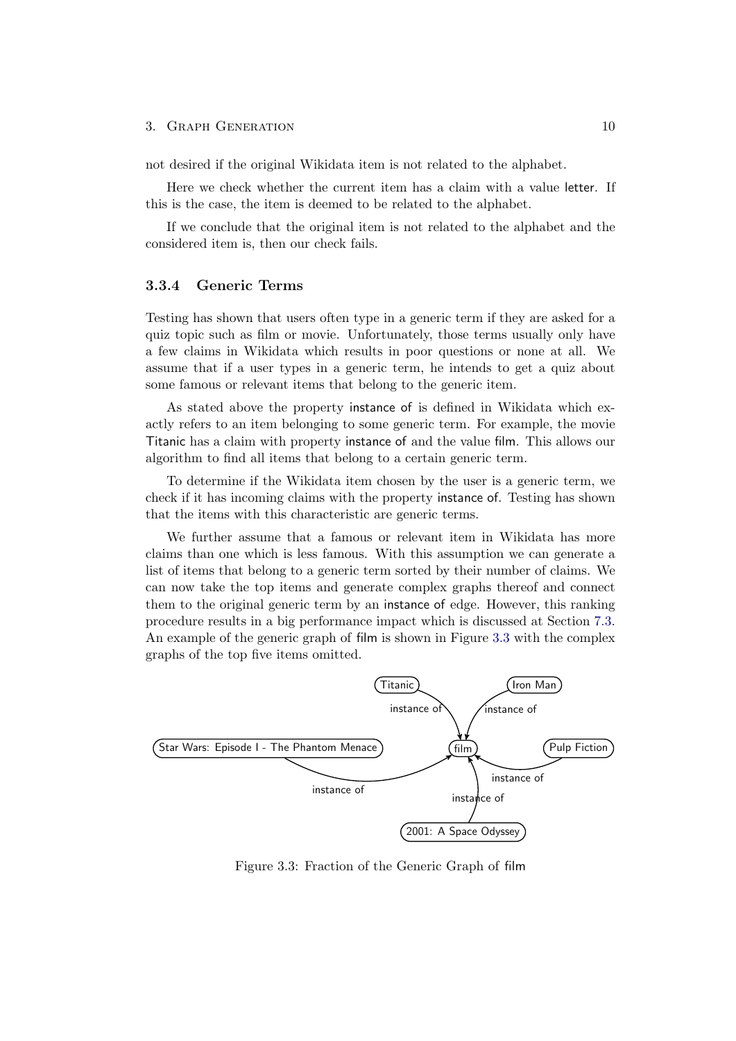not desired if the original Wikidata item is not related to the alphabet.

Here we check whether the current item has a claim with a value letter. If this is the case, the item is deemed to be related to the alphabet.

If we conclude that the original item is not related to the alphabet and the considered item is, then our check fails.

### 3.3.4 Generic Terms

Testing has shown that users often type in a generic term if they are asked for a quiz topic such as film or movie. Unfortunately, those terms usually only have a few claims in Wikidata which results in poor questions or none at all. We assume that if a user types in a generic term, he intends to get a quiz about some famous or relevant items that belong to the generic item.

As stated above the property instance of is defined in Wikidata which exactly refers to an item belonging to some generic term. For example, the movie Titanic has a claim with property instance of and the value film. This allows our algorithm to find all items that belong to a certain generic term.

To determine if the Wikidata item chosen by the user is a generic term, we check if it has incoming claims with the property instance of. Testing has shown that the items with this characteristic are generic terms.

We further assume that a famous or relevant item in Wikidata has more claims than one which is less famous. With this assumption we can generate a list of items that belong to a generic term sorted by their number of claims. We can now take the top items and generate complex graphs thereof and connect them to the original generic term by an instance of edge. However, this ranking procedure results in a big performance impact which is discussed at Section 7.3. An example of the generic graph of film is shown in Figure 3.3 with the complex graphs of the top five items omitted.

Titanic — instance of → film
Iron Man — instance of → film
Star Wars: Episode I - The Phantom Menace — instance of → film
Pulp Fiction — instance of → film
2001: A Space Odyssey — instance of → film

Figure 3.3: Fraction of the Generic Graph of film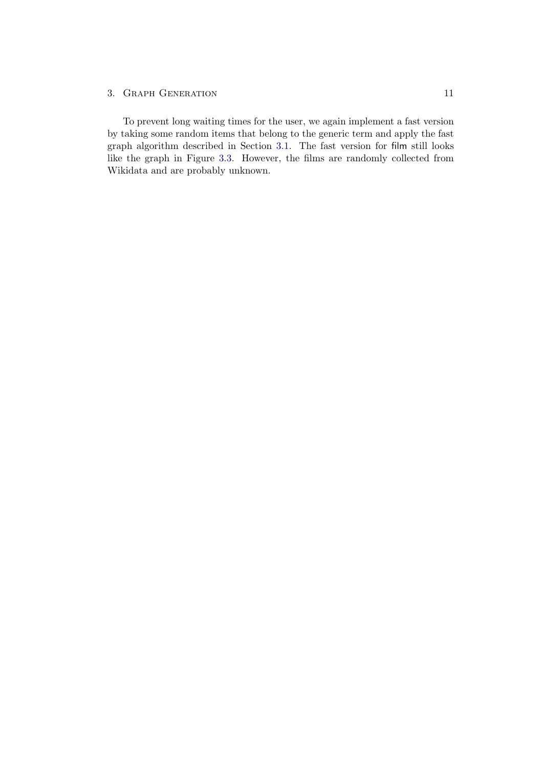To prevent long waiting times for the user, we again implement a fast version by taking some random items that belong to the generic term and apply the fast graph algorithm described in Section 3.1. The fast version for film still looks like the graph in Figure 3.3. However, the films are randomly collected from Wikidata and are probably unknown.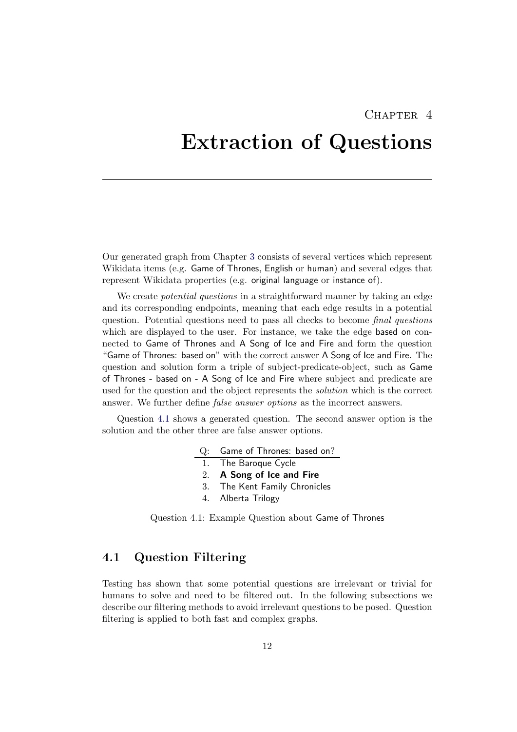# Chapter 4

# Extraction of Questions

Our generated graph from Chapter 3 consists of several vertices which represent Wikidata items (e.g. Game of Thrones, English or human) and several edges that represent Wikidata properties (e.g. original language or instance of).

We create *potential questions* in a straightforward manner by taking an edge and its corresponding endpoints, meaning that each edge results in a potential question. Potential questions need to pass all checks to become *final questions* which are displayed to the user. For instance, we take the edge based on connected to Game of Thrones and A Song of Ice and Fire and form the question "Game of Thrones: based on" with the correct answer A Song of Ice and Fire. The question and solution form a triple of subject-predicate-object, such as Game of Thrones - based on - A Song of Ice and Fire where subject and predicate are used for the question and the object represents the *solution* which is the correct answer. We further define *false answer options* as the incorrect answers.

Question 4.1 shows a generated question. The second answer option is the solution and the other three are false answer options.

| Q: | Game of Thrones: based on? |
|---|---|
| 1. | The Baroque Cycle |
| 2. | **A Song of Ice and Fire** |
| 3. | The Kent Family Chronicles |
| 4. | Alberta Trilogy |

Question 4.1: Example Question about Game of Thrones

## 4.1 Question Filtering

Testing has shown that some potential questions are irrelevant or trivial for humans to solve and need to be filtered out. In the following subsections we describe our filtering methods to avoid irrelevant questions to be posed. Question filtering is applied to both fast and complex graphs.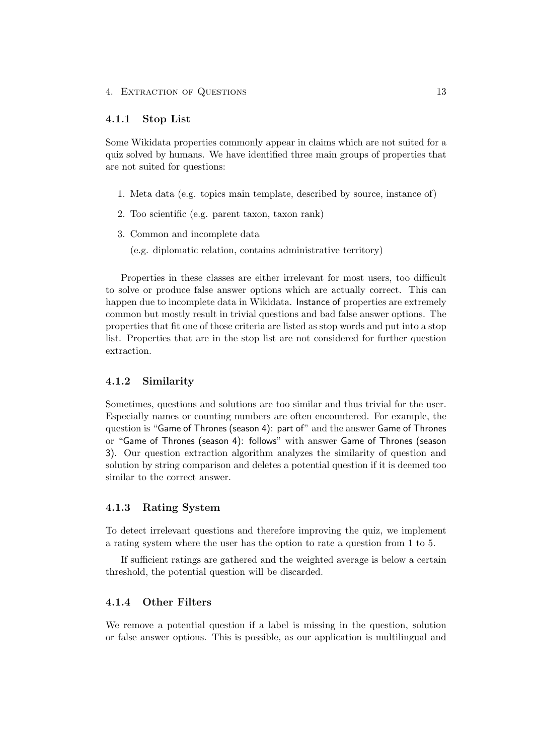### 4.1.1 Stop List

Some Wikidata properties commonly appear in claims which are not suited for a quiz solved by humans. We have identified three main groups of properties that are not suited for questions:

1. Meta data (e.g. topics main template, described by source, instance of)
2. Too scientific (e.g. parent taxon, taxon rank)
3. Common and incomplete data

   (e.g. diplomatic relation, contains administrative territory)

Properties in these classes are either irrelevant for most users, too difficult to solve or produce false answer options which are actually correct. This can happen due to incomplete data in Wikidata. Instance of properties are extremely common but mostly result in trivial questions and bad false answer options. The properties that fit one of those criteria are listed as stop words and put into a stop list. Properties that are in the stop list are not considered for further question extraction.

### 4.1.2 Similarity

Sometimes, questions and solutions are too similar and thus trivial for the user. Especially names or counting numbers are often encountered. For example, the question is "Game of Thrones (season 4): part of" and the answer Game of Thrones or "Game of Thrones (season 4): follows" with answer Game of Thrones (season 3). Our question extraction algorithm analyzes the similarity of question and solution by string comparison and deletes a potential question if it is deemed too similar to the correct answer.

### 4.1.3 Rating System

To detect irrelevant questions and therefore improving the quiz, we implement a rating system where the user has the option to rate a question from 1 to 5.

If sufficient ratings are gathered and the weighted average is below a certain threshold, the potential question will be discarded.

### 4.1.4 Other Filters

We remove a potential question if a label is missing in the question, solution or false answer options. This is possible, as our application is multilingual and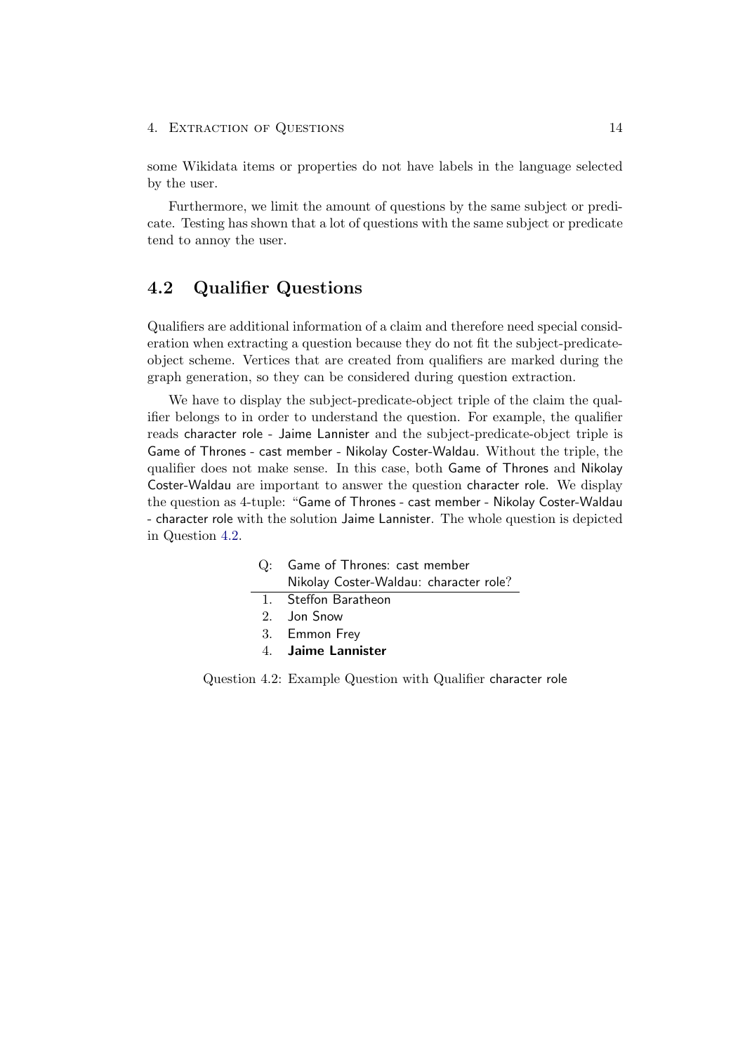some Wikidata items or properties do not have labels in the language selected by the user.

Furthermore, we limit the amount of questions by the same subject or predicate. Testing has shown that a lot of questions with the same subject or predicate tend to annoy the user.

## 4.2 Qualifier Questions

Qualifiers are additional information of a claim and therefore need special consideration when extracting a question because they do not fit the subject-predicate-object scheme. Vertices that are created from qualifiers are marked during the graph generation, so they can be considered during question extraction.

We have to display the subject-predicate-object triple of the claim the qualifier belongs to in order to understand the question. For example, the qualifier reads character role - Jaime Lannister and the subject-predicate-object triple is Game of Thrones - cast member - Nikolay Coster-Waldau. Without the triple, the qualifier does not make sense. In this case, both Game of Thrones and Nikolay Coster-Waldau are important to answer the question character role. We display the question as 4-tuple: "Game of Thrones - cast member - Nikolay Coster-Waldau - character role with the solution Jaime Lannister. The whole question is depicted in Question 4.2.

| Q: | Game of Thrones: cast member<br>Nikolay Coster-Waldau: character role? |
|---|---|
| 1. | Steffon Baratheon |
| 2. | Jon Snow |
| 3. | Emmon Frey |
| 4. | **Jaime Lannister** |

Question 4.2: Example Question with Qualifier character role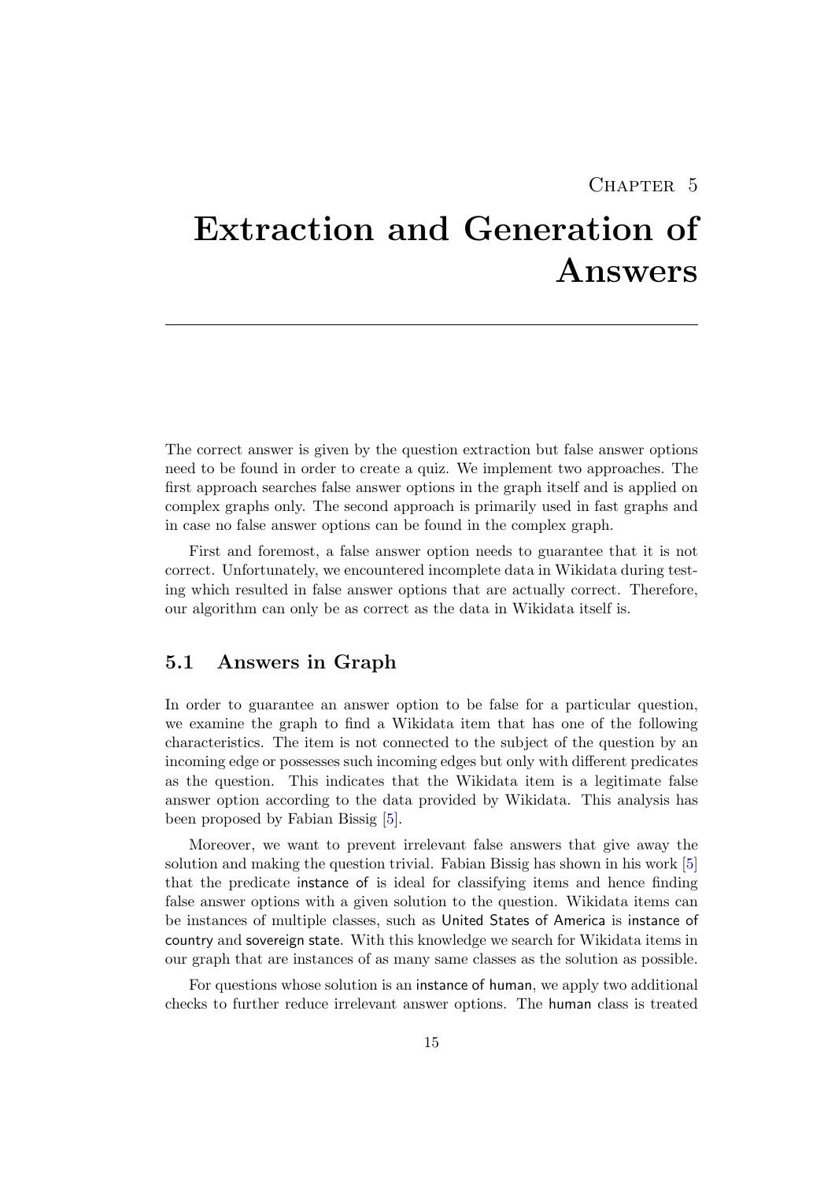# Chapter 5

# Extraction and Generation of Answers

The correct answer is given by the question extraction but false answer options need to be found in order to create a quiz. We implement two approaches. The first approach searches false answer options in the graph itself and is applied on complex graphs only. The second approach is primarily used in fast graphs and in case no false answer options can be found in the complex graph.

First and foremost, a false answer option needs to guarantee that it is not correct. Unfortunately, we encountered incomplete data in Wikidata during testing which resulted in false answer options that are actually correct. Therefore, our algorithm can only be as correct as the data in Wikidata itself is.

## 5.1 Answers in Graph

In order to guarantee an answer option to be false for a particular question, we examine the graph to find a Wikidata item that has one of the following characteristics. The item is not connected to the subject of the question by an incoming edge or possesses such incoming edges but only with different predicates as the question. This indicates that the Wikidata item is a legitimate false answer option according to the data provided by Wikidata. This analysis has been proposed by Fabian Bissig [5].

Moreover, we want to prevent irrelevant false answers that give away the solution and making the question trivial. Fabian Bissig has shown in his work [5] that the predicate instance of is ideal for classifying items and hence finding false answer options with a given solution to the question. Wikidata items can be instances of multiple classes, such as United States of America is instance of country and sovereign state. With this knowledge we search for Wikidata items in our graph that are instances of as many same classes as the solution as possible.

For questions whose solution is an instance of human, we apply two additional checks to further reduce irrelevant answer options. The human class is treated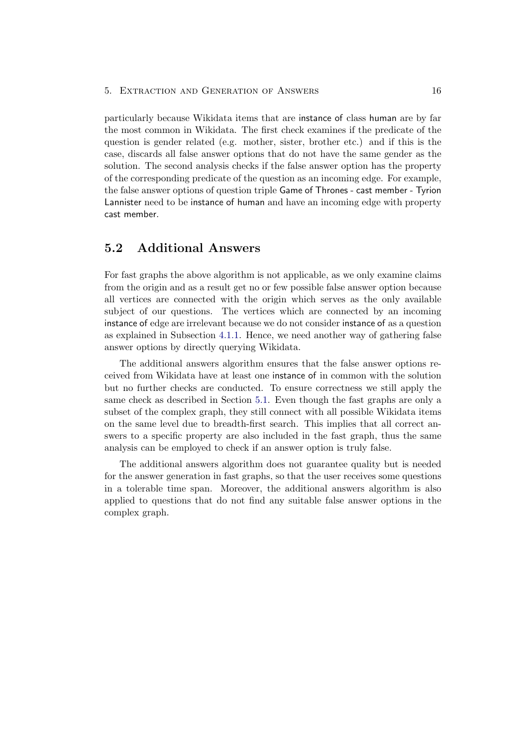particularly because Wikidata items that are instance of class human are by far the most common in Wikidata. The first check examines if the predicate of the question is gender related (e.g. mother, sister, brother etc.) and if this is the case, discards all false answer options that do not have the same gender as the solution. The second analysis checks if the false answer option has the property of the corresponding predicate of the question as an incoming edge. For example, the false answer options of question triple Game of Thrones - cast member - Tyrion Lannister need to be instance of human and have an incoming edge with property cast member.

## 5.2 Additional Answers

For fast graphs the above algorithm is not applicable, as we only examine claims from the origin and as a result get no or few possible false answer option because all vertices are connected with the origin which serves as the only available subject of our questions. The vertices which are connected by an incoming instance of edge are irrelevant because we do not consider instance of as a question as explained in Subsection 4.1.1. Hence, we need another way of gathering false answer options by directly querying Wikidata.

The additional answers algorithm ensures that the false answer options received from Wikidata have at least one instance of in common with the solution but no further checks are conducted. To ensure correctness we still apply the same check as described in Section 5.1. Even though the fast graphs are only a subset of the complex graph, they still connect with all possible Wikidata items on the same level due to breadth-first search. This implies that all correct answers to a specific property are also included in the fast graph, thus the same analysis can be employed to check if an answer option is truly false.

The additional answers algorithm does not guarantee quality but is needed for the answer generation in fast graphs, so that the user receives some questions in a tolerable time span. Moreover, the additional answers algorithm is also applied to questions that do not find any suitable false answer options in the complex graph.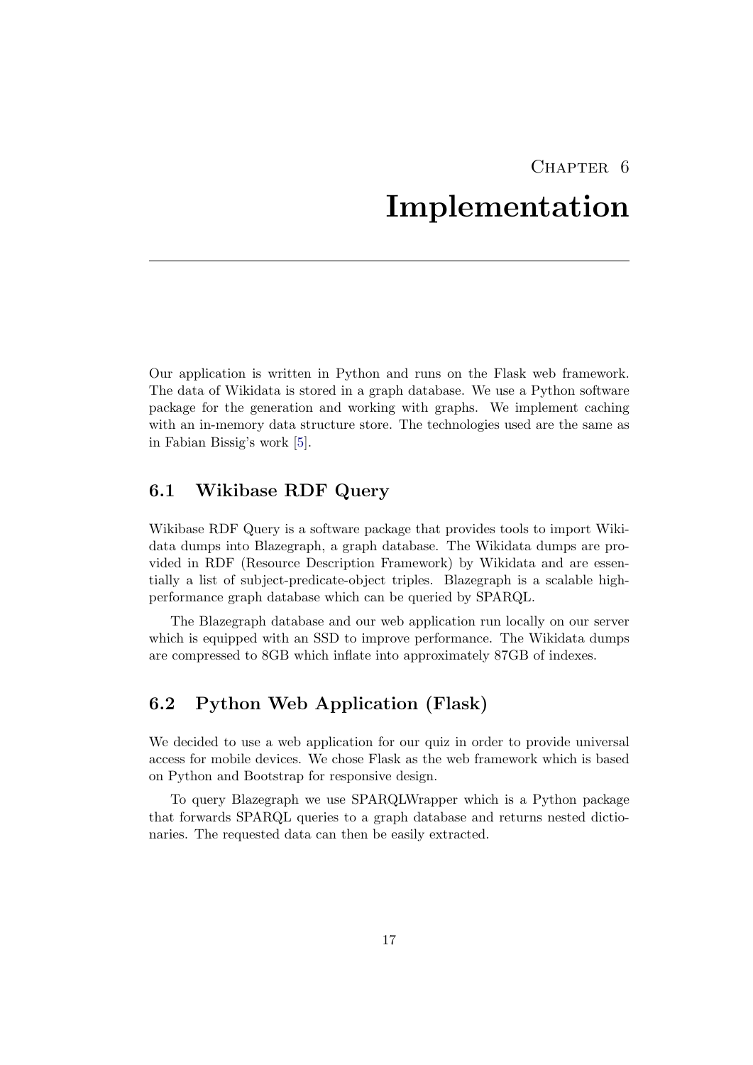# Chapter 6

# Implementation

Our application is written in Python and runs on the Flask web framework. The data of Wikidata is stored in a graph database. We use a Python software package for the generation and working with graphs. We implement caching with an in-memory data structure store. The technologies used are the same as in Fabian Bissig's work [5].

## 6.1 Wikibase RDF Query

Wikibase RDF Query is a software package that provides tools to import Wikidata dumps into Blazegraph, a graph database. The Wikidata dumps are provided in RDF (Resource Description Framework) by Wikidata and are essentially a list of subject-predicate-object triples. Blazegraph is a scalable high-performance graph database which can be queried by SPARQL.

The Blazegraph database and our web application run locally on our server which is equipped with an SSD to improve performance. The Wikidata dumps are compressed to 8GB which inflate into approximately 87GB of indexes.

## 6.2 Python Web Application (Flask)

We decided to use a web application for our quiz in order to provide universal access for mobile devices. We chose Flask as the web framework which is based on Python and Bootstrap for responsive design.

To query Blazegraph we use SPARQLWrapper which is a Python package that forwards SPARQL queries to a graph database and returns nested dictionaries. The requested data can then be easily extracted.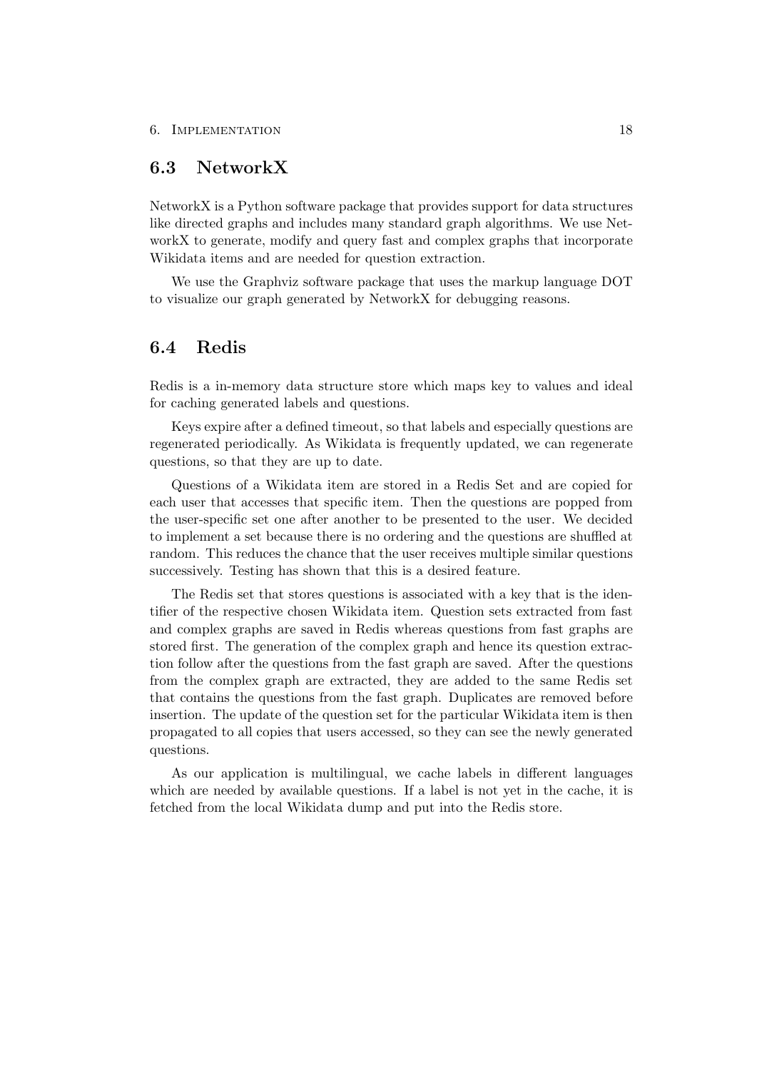## 6.3 NetworkX

NetworkX is a Python software package that provides support for data structures like directed graphs and includes many standard graph algorithms. We use NetworkX to generate, modify and query fast and complex graphs that incorporate Wikidata items and are needed for question extraction.

We use the Graphviz software package that uses the markup language DOT to visualize our graph generated by NetworkX for debugging reasons.

## 6.4 Redis

Redis is a in-memory data structure store which maps key to values and ideal for caching generated labels and questions.

Keys expire after a defined timeout, so that labels and especially questions are regenerated periodically. As Wikidata is frequently updated, we can regenerate questions, so that they are up to date.

Questions of a Wikidata item are stored in a Redis Set and are copied for each user that accesses that specific item. Then the questions are popped from the user-specific set one after another to be presented to the user. We decided to implement a set because there is no ordering and the questions are shuffled at random. This reduces the chance that the user receives multiple similar questions successively. Testing has shown that this is a desired feature.

The Redis set that stores questions is associated with a key that is the identifier of the respective chosen Wikidata item. Question sets extracted from fast and complex graphs are saved in Redis whereas questions from fast graphs are stored first. The generation of the complex graph and hence its question extraction follow after the questions from the fast graph are saved. After the questions from the complex graph are extracted, they are added to the same Redis set that contains the questions from the fast graph. Duplicates are removed before insertion. The update of the question set for the particular Wikidata item is then propagated to all copies that users accessed, so they can see the newly generated questions.

As our application is multilingual, we cache labels in different languages which are needed by available questions. If a label is not yet in the cache, it is fetched from the local Wikidata dump and put into the Redis store.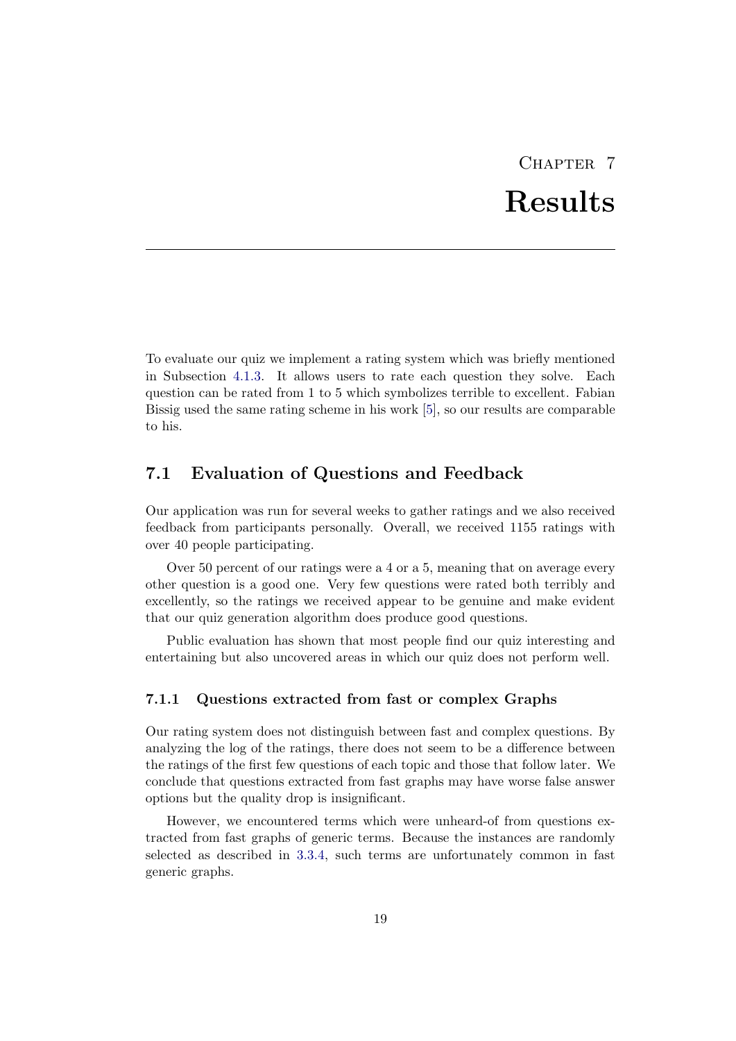# Chapter 7

# Results

To evaluate our quiz we implement a rating system which was briefly mentioned in Subsection 4.1.3. It allows users to rate each question they solve. Each question can be rated from 1 to 5 which symbolizes terrible to excellent. Fabian Bissig used the same rating scheme in his work [5], so our results are comparable to his.

## 7.1 Evaluation of Questions and Feedback

Our application was run for several weeks to gather ratings and we also received feedback from participants personally. Overall, we received 1155 ratings with over 40 people participating.

Over 50 percent of our ratings were a 4 or a 5, meaning that on average every other question is a good one. Very few questions were rated both terribly and excellently, so the ratings we received appear to be genuine and make evident that our quiz generation algorithm does produce good questions.

Public evaluation has shown that most people find our quiz interesting and entertaining but also uncovered areas in which our quiz does not perform well.

### 7.1.1 Questions extracted from fast or complex Graphs

Our rating system does not distinguish between fast and complex questions. By analyzing the log of the ratings, there does not seem to be a difference between the ratings of the first few questions of each topic and those that follow later. We conclude that questions extracted from fast graphs may have worse false answer options but the quality drop is insignificant.

However, we encountered terms which were unheard-of from questions extracted from fast graphs of generic terms. Because the instances are randomly selected as described in 3.3.4, such terms are unfortunately common in fast generic graphs.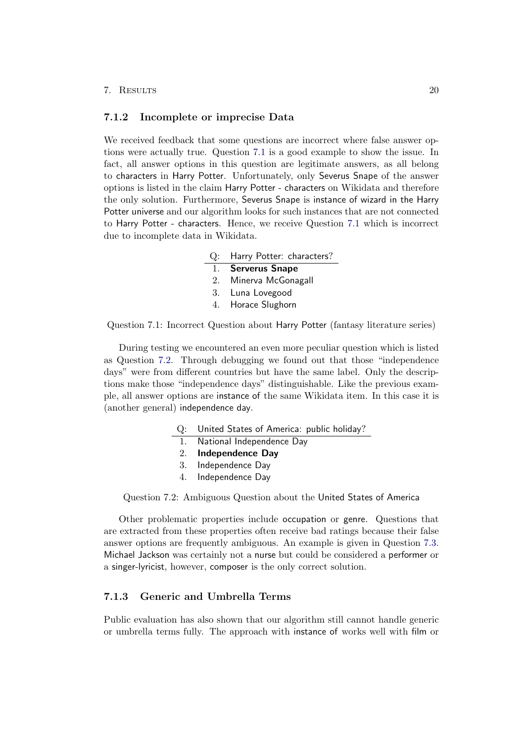### 7.1.2 Incomplete or imprecise Data

We received feedback that some questions are incorrect where false answer options were actually true. Question 7.1 is a good example to show the issue. In fact, all answer options in this question are legitimate answers, as all belong to characters in Harry Potter. Unfortunately, only Severus Snape of the answer options is listed in the claim Harry Potter - characters on Wikidata and therefore the only solution. Furthermore, Severus Snape is instance of wizard in the Harry Potter universe and our algorithm looks for such instances that are not connected to Harry Potter - characters. Hence, we receive Question 7.1 which is incorrect due to incomplete data in Wikidata.

| Q: | Harry Potter: characters? |
|---|---|
| 1. | **Serverus Snape** |
| 2. | Minerva McGonagall |
| 3. | Luna Lovegood |
| 4. | Horace Slughorn |

Question 7.1: Incorrect Question about Harry Potter (fantasy literature series)

During testing we encountered an even more peculiar question which is listed as Question 7.2. Through debugging we found out that those "independence days" were from different countries but have the same label. Only the descriptions make those "independence days" distinguishable. Like the previous example, all answer options are instance of the same Wikidata item. In this case it is (another general) independence day.

| Q: | United States of America: public holiday? |
|---|---|
| 1. | National Independence Day |
| 2. | **Independence Day** |
| 3. | Independence Day |
| 4. | Independence Day |

Question 7.2: Ambiguous Question about the United States of America

Other problematic properties include occupation or genre. Questions that are extracted from these properties often receive bad ratings because their false answer options are frequently ambiguous. An example is given in Question 7.3. Michael Jackson was certainly not a nurse but could be considered a performer or a singer-lyricist, however, composer is the only correct solution.

### 7.1.3 Generic and Umbrella Terms

Public evaluation has also shown that our algorithm still cannot handle generic or umbrella terms fully. The approach with instance of works well with film or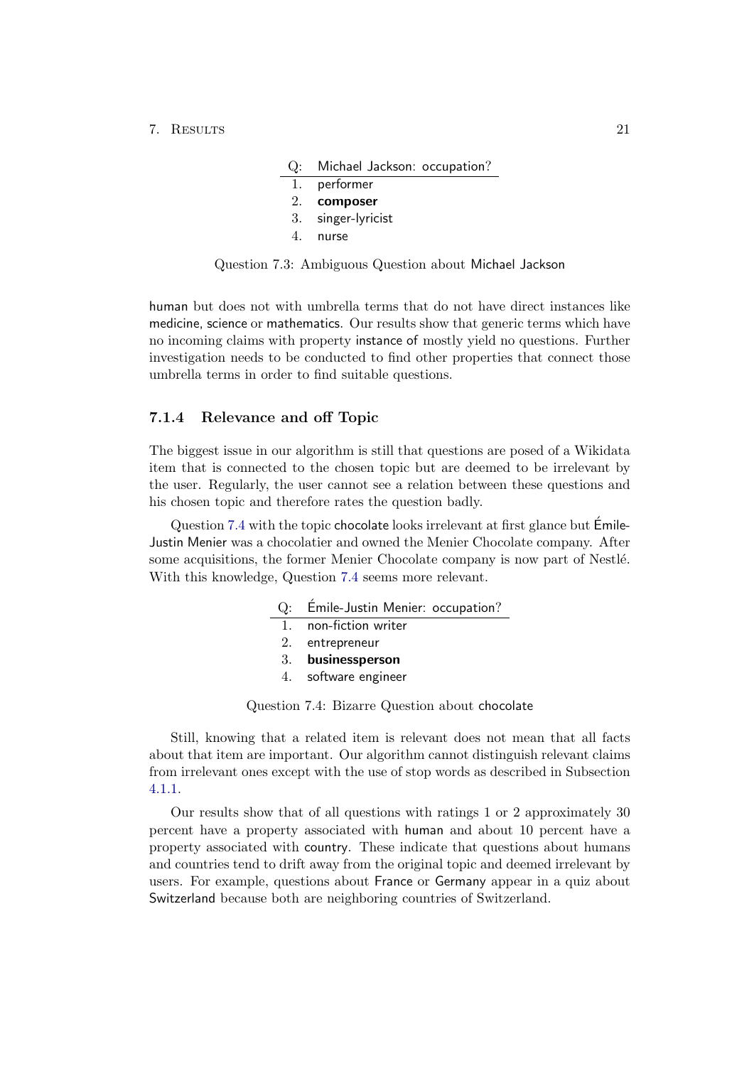| Q: | Michael Jackson: occupation? |
|---|---|
| 1. | performer |
| 2. | **composer** |
| 3. | singer-lyricist |
| 4. | nurse |

Question 7.3: Ambiguous Question about Michael Jackson

human but does not with umbrella terms that do not have direct instances like medicine, science or mathematics. Our results show that generic terms which have no incoming claims with property instance of mostly yield no questions. Further investigation needs to be conducted to find other properties that connect those umbrella terms in order to find suitable questions.

### 7.1.4 Relevance and off Topic

The biggest issue in our algorithm is still that questions are posed of a Wikidata item that is connected to the chosen topic but are deemed to be irrelevant by the user. Regularly, the user cannot see a relation between these questions and his chosen topic and therefore rates the question badly.

Question 7.4 with the topic chocolate looks irrelevant at first glance but Émile-Justin Menier was a chocolatier and owned the Menier Chocolate company. After some acquisitions, the former Menier Chocolate company is now part of Nestlé. With this knowledge, Question 7.4 seems more relevant.

| Q: | Émile-Justin Menier: occupation? |
|---|---|
| 1. | non-fiction writer |
| 2. | entrepreneur |
| 3. | **businessperson** |
| 4. | software engineer |

Question 7.4: Bizarre Question about chocolate

Still, knowing that a related item is relevant does not mean that all facts about that item are important. Our algorithm cannot distinguish relevant claims from irrelevant ones except with the use of stop words as described in Subsection 4.1.1.

Our results show that of all questions with ratings 1 or 2 approximately 30 percent have a property associated with human and about 10 percent have a property associated with country. These indicate that questions about humans and countries tend to drift away from the original topic and deemed irrelevant by users. For example, questions about France or Germany appear in a quiz about Switzerland because both are neighboring countries of Switzerland.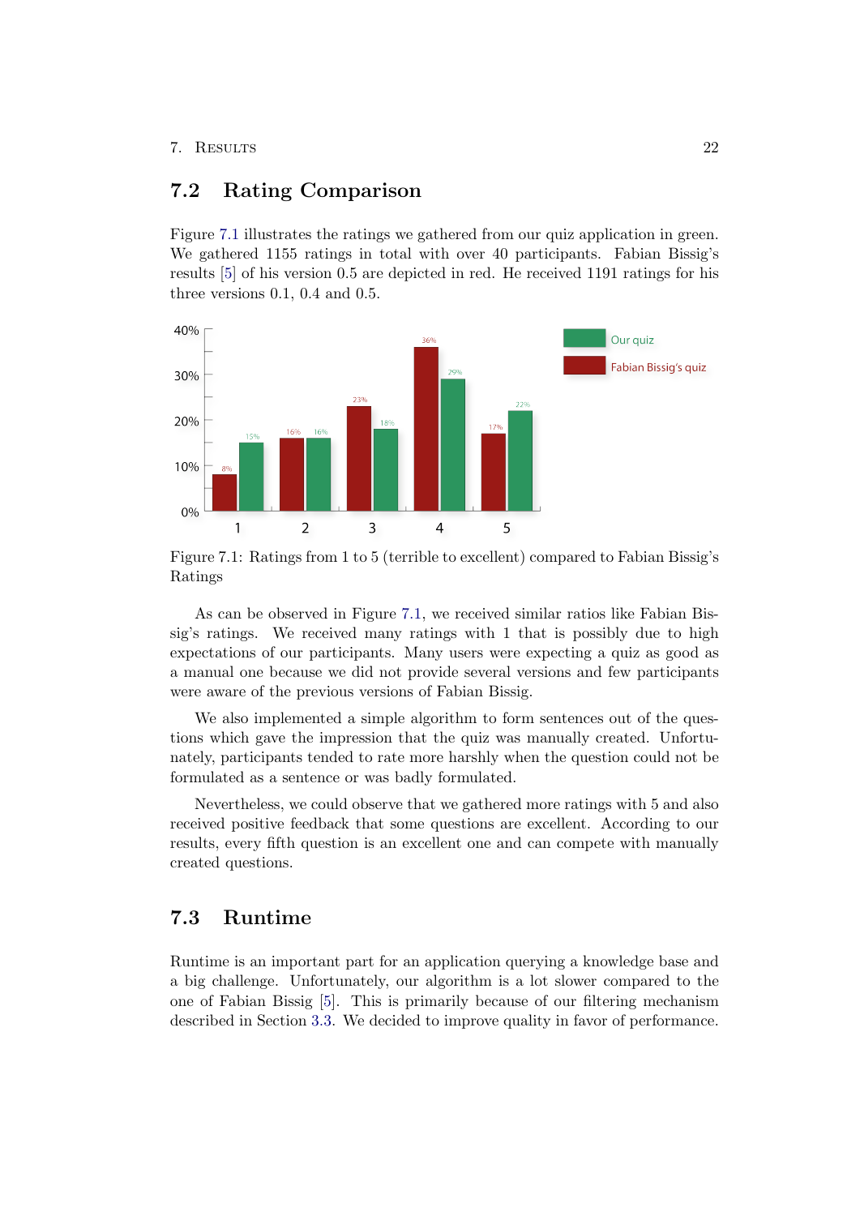## 7.2 Rating Comparison

Figure 7.1 illustrates the ratings we gathered from our quiz application in green. We gathered 1155 ratings in total with over 40 participants. Fabian Bissig's results [5] of his version 0.5 are depicted in red. He received 1191 ratings for his three versions 0.1, 0.4 and 0.5.

Figure 7.1: Ratings from 1 to 5 (terrible to excellent) compared to Fabian Bissig's Ratings

As can be observed in Figure 7.1, we received similar ratios like Fabian Bissig's ratings. We received many ratings with 1 that is possibly due to high expectations of our participants. Many users were expecting a quiz as good as a manual one because we did not provide several versions and few participants were aware of the previous versions of Fabian Bissig.

We also implemented a simple algorithm to form sentences out of the questions which gave the impression that the quiz was manually created. Unfortunately, participants tended to rate more harshly when the question could not be formulated as a sentence or was badly formulated.

Nevertheless, we could observe that we gathered more ratings with 5 and also received positive feedback that some questions are excellent. According to our results, every fifth question is an excellent one and can compete with manually created questions.

## 7.3 Runtime

Runtime is an important part for an application querying a knowledge base and a big challenge. Unfortunately, our algorithm is a lot slower compared to the one of Fabian Bissig [5]. This is primarily because of our filtering mechanism described in Section 3.3. We decided to improve quality in favor of performance.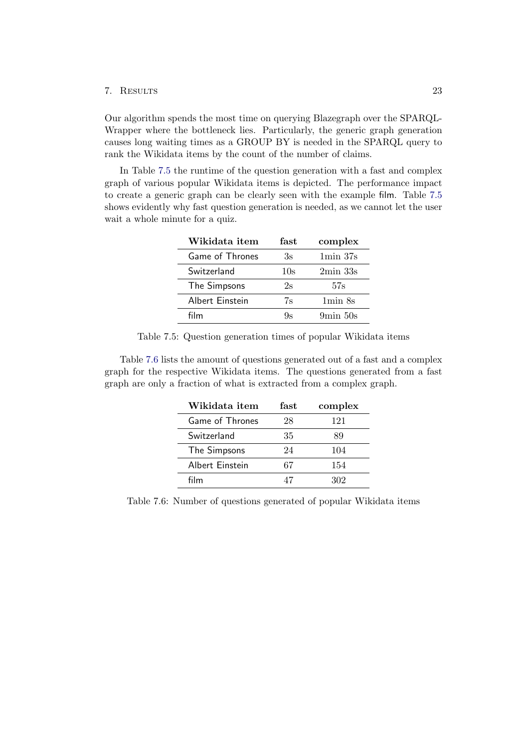Our algorithm spends the most time on querying Blazegraph over the SPARQL-Wrapper where the bottleneck lies. Particularly, the generic graph generation causes long waiting times as a GROUP BY is needed in the SPARQL query to rank the Wikidata items by the count of the number of claims.

In Table 7.5 the runtime of the question generation with a fast and complex graph of various popular Wikidata items is depicted. The performance impact to create a generic graph can be clearly seen with the example film. Table 7.5 shows evidently why fast question generation is needed, as we cannot let the user wait a whole minute for a quiz.

| Wikidata item | fast | complex |
|---|---|---|
| Game of Thrones | 3s | 1min 37s |
| Switzerland | 10s | 2min 33s |
| The Simpsons | 2s | 57s |
| Albert Einstein | 7s | 1min 8s |
| film | 9s | 9min 50s |

Table 7.5: Question generation times of popular Wikidata items

Table 7.6 lists the amount of questions generated out of a fast and a complex graph for the respective Wikidata items. The questions generated from a fast graph are only a fraction of what is extracted from a complex graph.

| Wikidata item | fast | complex |
|---|---|---|
| Game of Thrones | 28 | 121 |
| Switzerland | 35 | 89 |
| The Simpsons | 24 | 104 |
| Albert Einstein | 67 | 154 |
| film | 47 | 302 |

Table 7.6: Number of questions generated of popular Wikidata items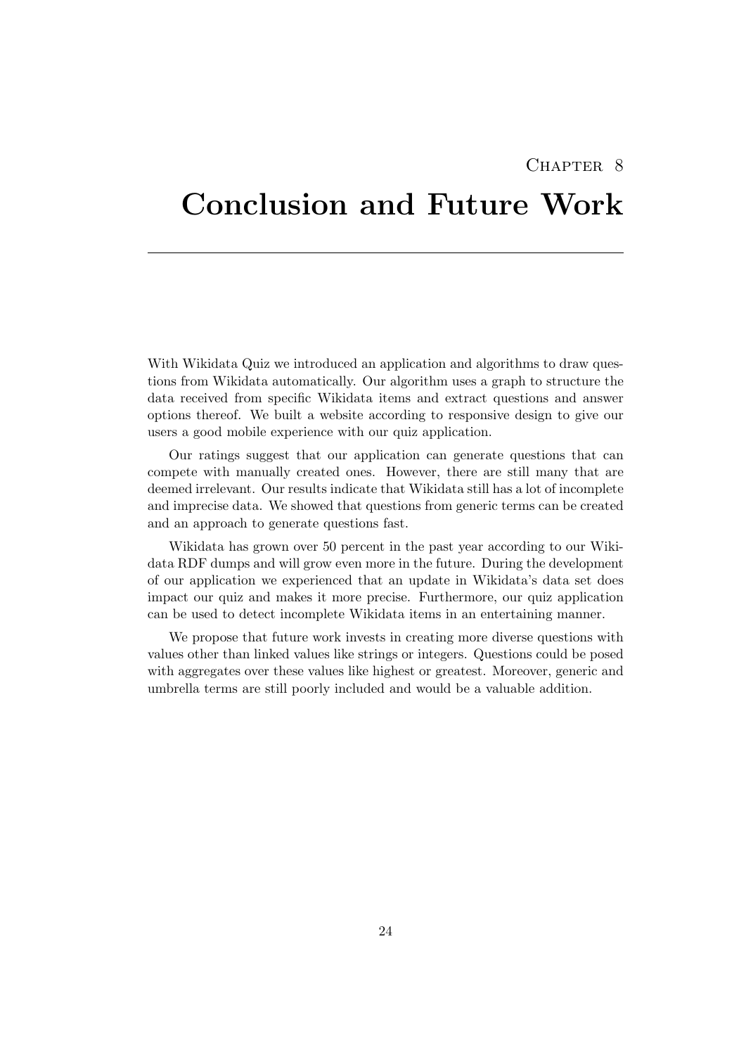# Chapter 8 Conclusion and Future Work

With Wikidata Quiz we introduced an application and algorithms to draw questions from Wikidata automatically. Our algorithm uses a graph to structure the data received from specific Wikidata items and extract questions and answer options thereof. We built a website according to responsive design to give our users a good mobile experience with our quiz application.

Our ratings suggest that our application can generate questions that can compete with manually created ones. However, there are still many that are deemed irrelevant. Our results indicate that Wikidata still has a lot of incomplete and imprecise data. We showed that questions from generic terms can be created and an approach to generate questions fast.

Wikidata has grown over 50 percent in the past year according to our Wikidata RDF dumps and will grow even more in the future. During the development of our application we experienced that an update in Wikidata's data set does impact our quiz and makes it more precise. Furthermore, our quiz application can be used to detect incomplete Wikidata items in an entertaining manner.

We propose that future work invests in creating more diverse questions with values other than linked values like strings or integers. Questions could be posed with aggregates over these values like highest or greatest. Moreover, generic and umbrella terms are still poorly included and would be a valuable addition.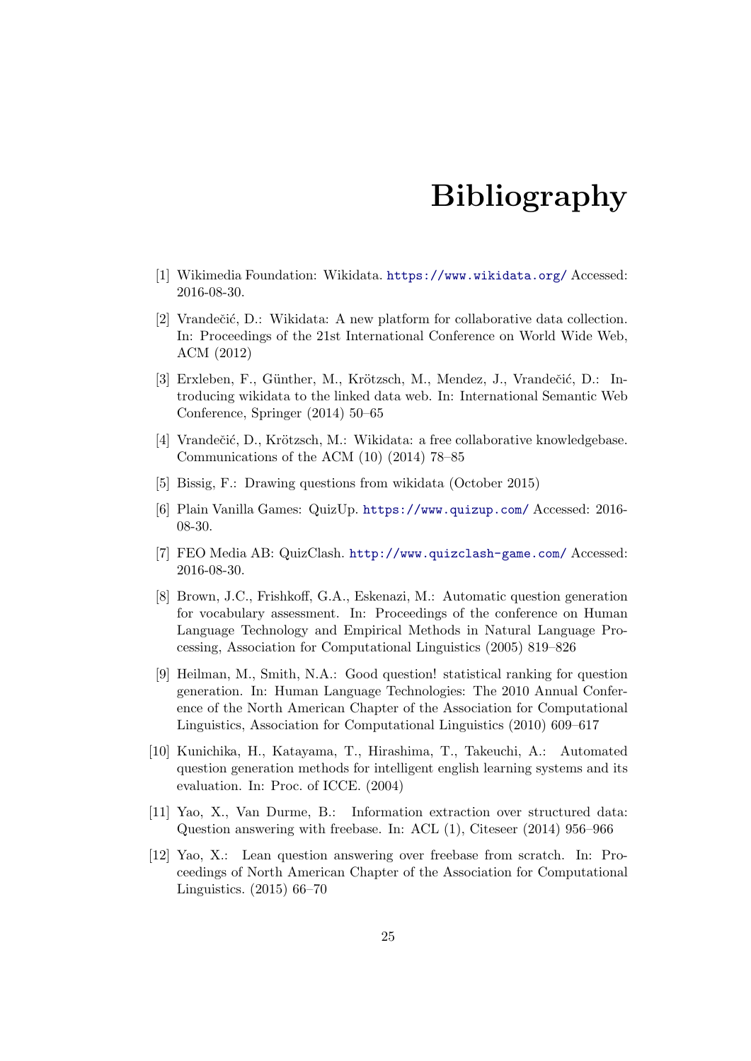# Bibliography

[1] Wikimedia Foundation: Wikidata. https://www.wikidata.org/ Accessed: 2016-08-30.

[2] Vrandečić, D.: Wikidata: A new platform for collaborative data collection. In: Proceedings of the 21st International Conference on World Wide Web, ACM (2012)

[3] Erxleben, F., Günther, M., Krötzsch, M., Mendez, J., Vrandečić, D.: Introducing wikidata to the linked data web. In: International Semantic Web Conference, Springer (2014) 50–65

[4] Vrandečić, D., Krötzsch, M.: Wikidata: a free collaborative knowledgebase. Communications of the ACM (10) (2014) 78–85

[5] Bissig, F.: Drawing questions from wikidata (October 2015)

[6] Plain Vanilla Games: QuizUp. https://www.quizup.com/ Accessed: 2016-08-30.

[7] FEO Media AB: QuizClash. http://www.quizclash-game.com/ Accessed: 2016-08-30.

[8] Brown, J.C., Frishkoff, G.A., Eskenazi, M.: Automatic question generation for vocabulary assessment. In: Proceedings of the conference on Human Language Technology and Empirical Methods in Natural Language Processing, Association for Computational Linguistics (2005) 819–826

[9] Heilman, M., Smith, N.A.: Good question! statistical ranking for question generation. In: Human Language Technologies: The 2010 Annual Conference of the North American Chapter of the Association for Computational Linguistics, Association for Computational Linguistics (2010) 609–617

[10] Kunichika, H., Katayama, T., Hirashima, T., Takeuchi, A.: Automated question generation methods for intelligent english learning systems and its evaluation. In: Proc. of ICCE. (2004)

[11] Yao, X., Van Durme, B.: Information extraction over structured data: Question answering with freebase. In: ACL (1), Citeseer (2014) 956–966

[12] Yao, X.: Lean question answering over freebase from scratch. In: Proceedings of North American Chapter of the Association for Computational Linguistics. (2015) 66–70